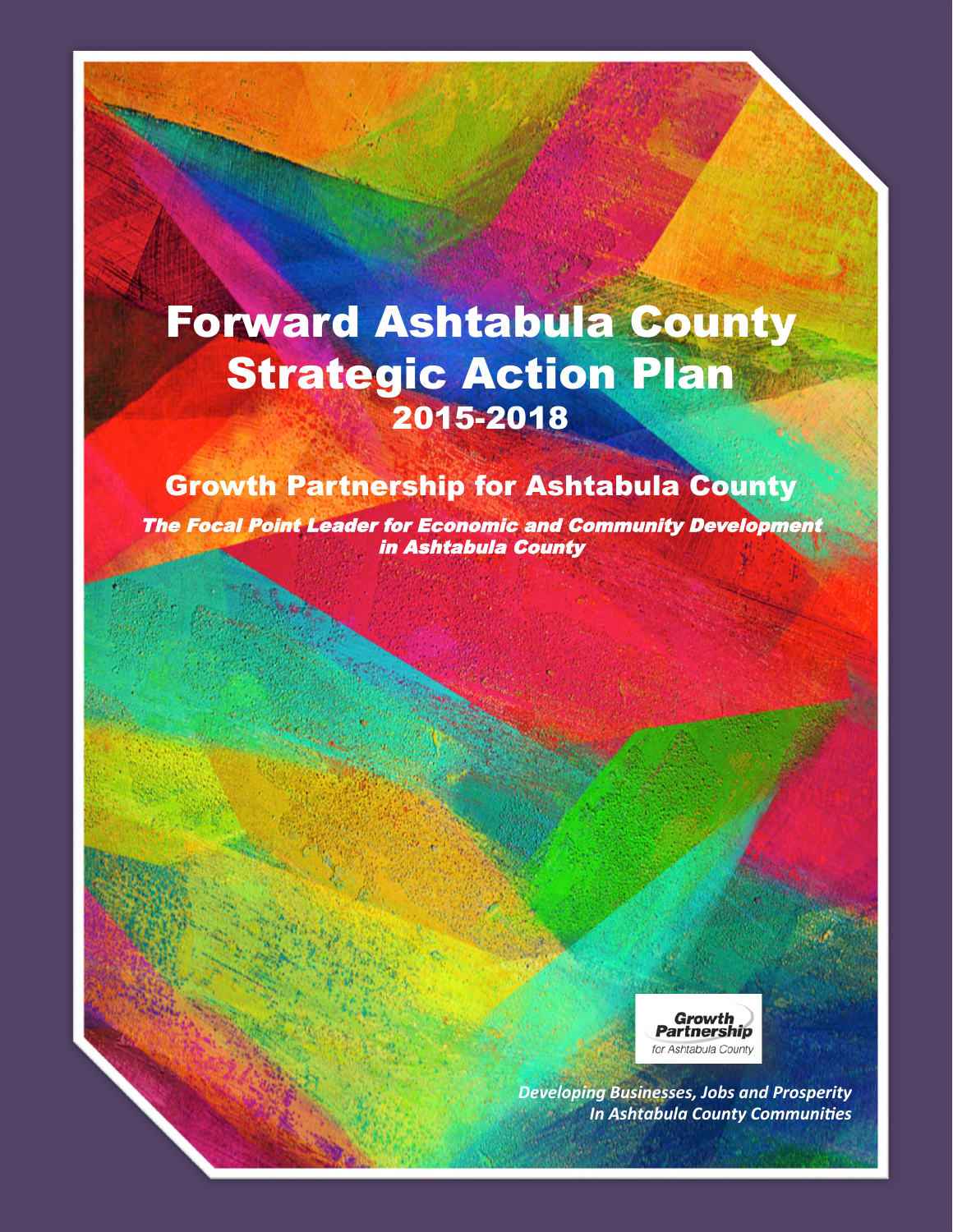# Forward Ashtabula County Strategic Action Plan

## 2015-2018

### Growth Partnership for Ashtabula County

***The Focal Point Leader for Economic and Community Development in Ashtabula County***

Growth Partnership for Ashtabula County

*Developing Businesses, Jobs and Prosperity In Ashtabula County Communities*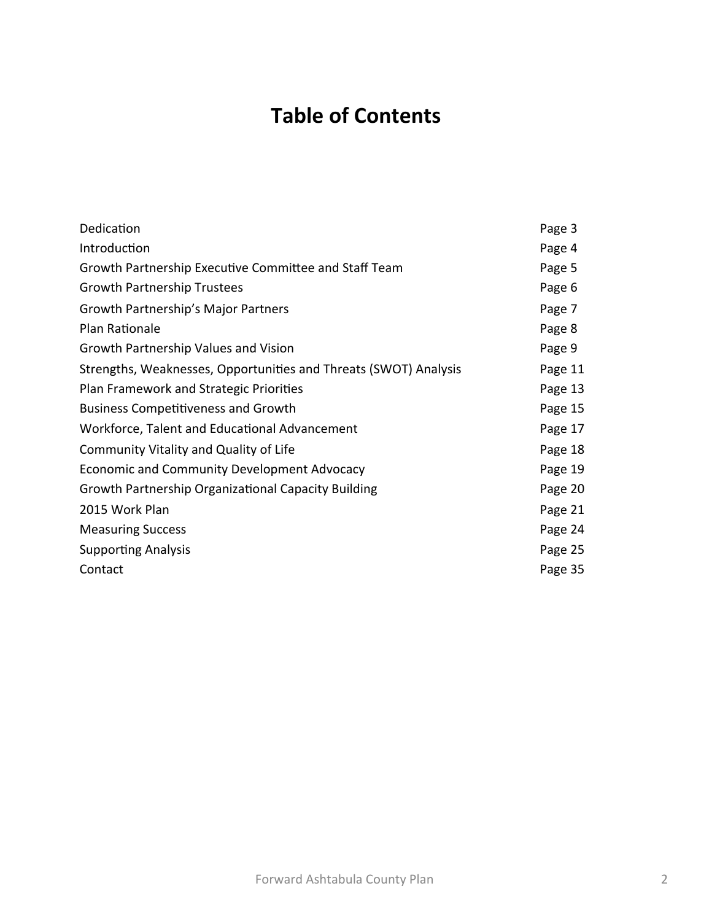# Table of Contents

| | |
|---|---|
| Dedication | Page 3 |
| Introduction | Page 4 |
| Growth Partnership Executive Committee and Staff Team | Page 5 |
| Growth Partnership Trustees | Page 6 |
| Growth Partnership's Major Partners | Page 7 |
| Plan Rationale | Page 8 |
| Growth Partnership Values and Vision | Page 9 |
| Strengths, Weaknesses, Opportunities and Threats (SWOT) Analysis | Page 11 |
| Plan Framework and Strategic Priorities | Page 13 |
| Business Competitiveness and Growth | Page 15 |
| Workforce, Talent and Educational Advancement | Page 17 |
| Community Vitality and Quality of Life | Page 18 |
| Economic and Community Development Advocacy | Page 19 |
| Growth Partnership Organizational Capacity Building | Page 20 |
| 2015 Work Plan | Page 21 |
| Measuring Success | Page 24 |
| Supporting Analysis | Page 25 |
| Contact | Page 35 |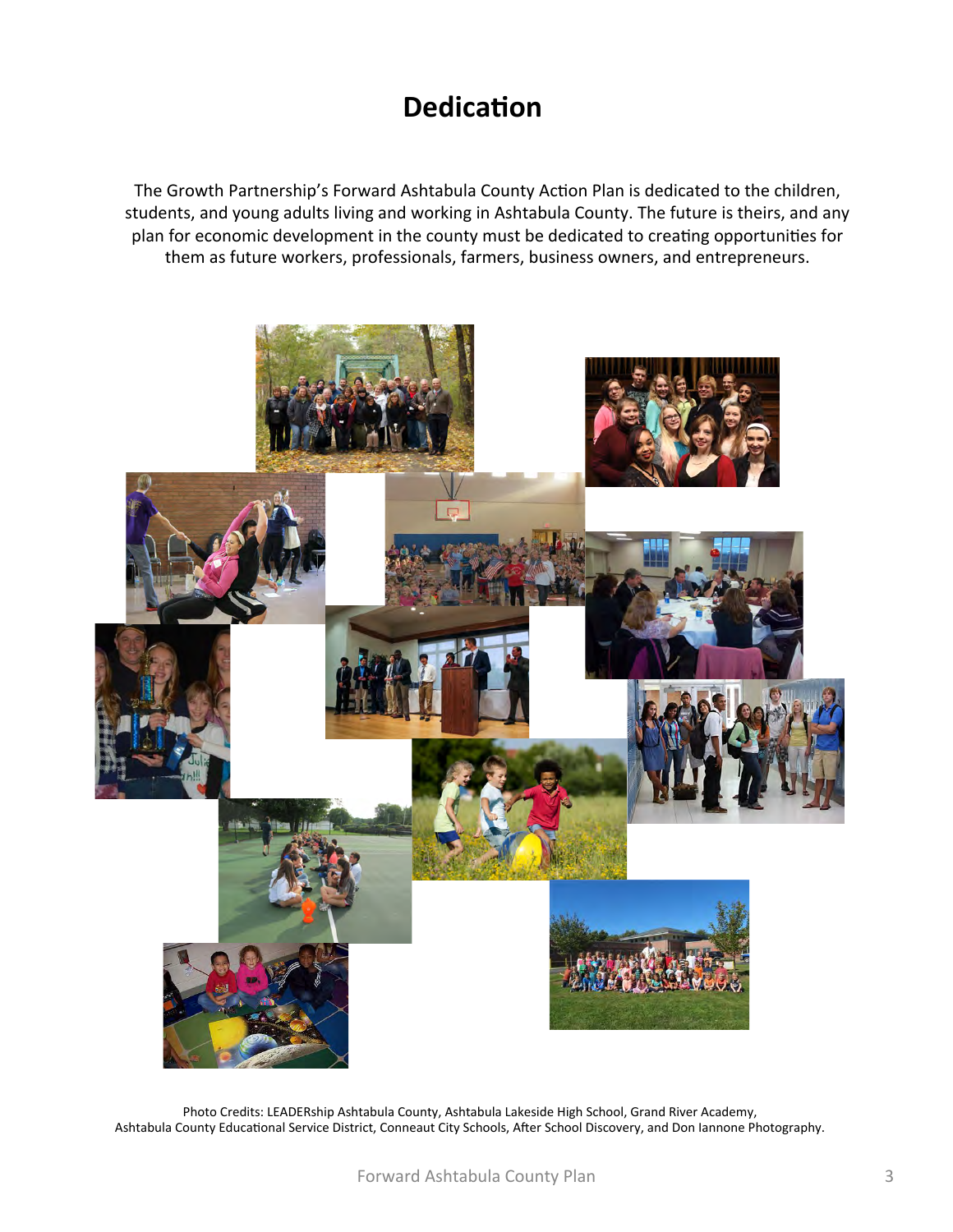# Dedication

The Growth Partnership's Forward Ashtabula County Action Plan is dedicated to the children, students, and young adults living and working in Ashtabula County. The future is theirs, and any plan for economic development in the county must be dedicated to creating opportunities for them as future workers, professionals, farmers, business owners, and entrepreneurs.

Photo Credits: LEADERship Ashtabula County, Ashtabula Lakeside High School, Grand River Academy, Ashtabula County Educational Service District, Conneaut City Schools, After School Discovery, and Don Iannone Photography.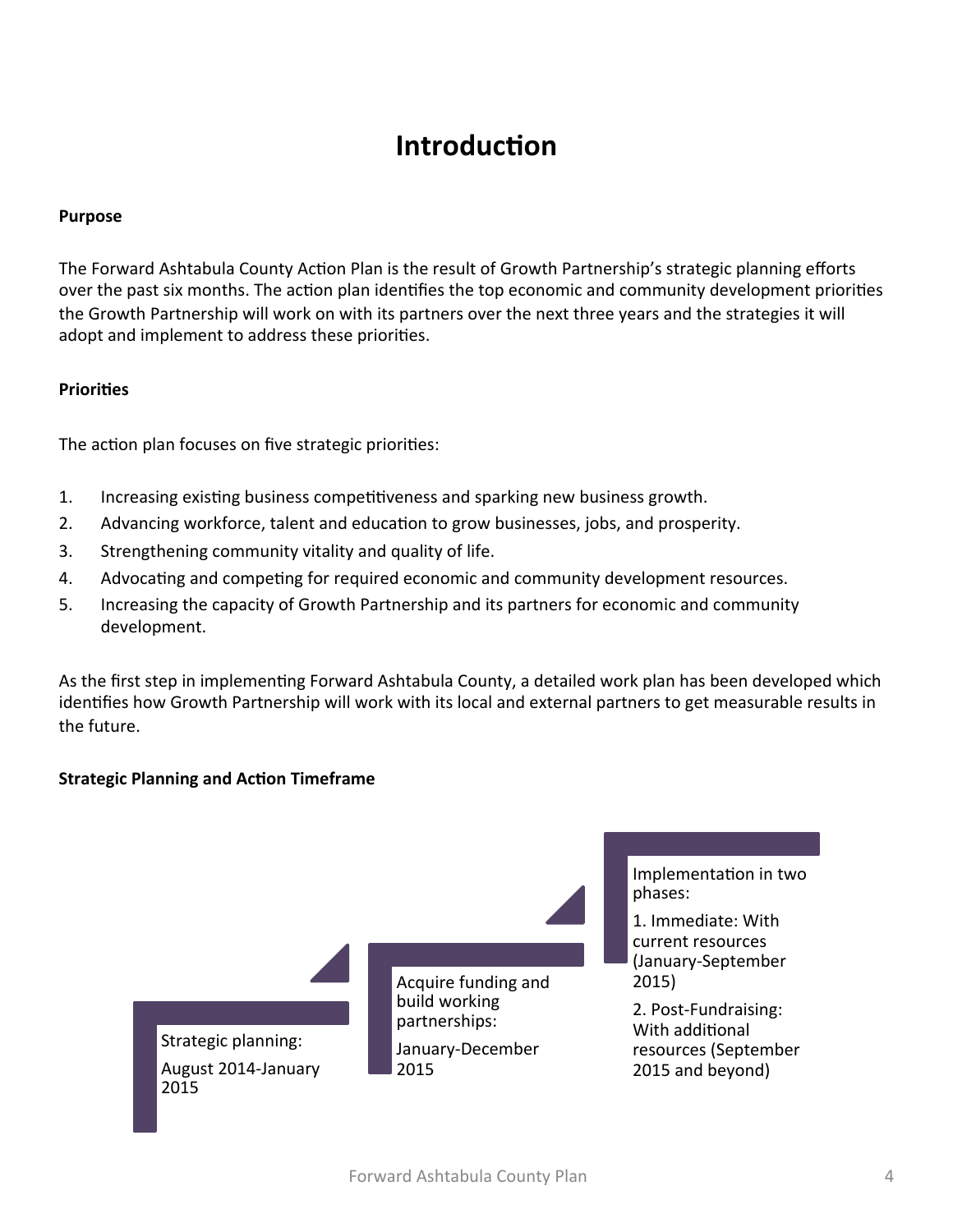# Introduction

**Purpose**

The Forward Ashtabula County Action Plan is the result of Growth Partnership's strategic planning efforts over the past six months. The action plan identifies the top economic and community development priorities the Growth Partnership will work on with its partners over the next three years and the strategies it will adopt and implement to address these priorities.

**Priorities**

The action plan focuses on five strategic priorities:

1. Increasing existing business competitiveness and sparking new business growth.
2. Advancing workforce, talent and education to grow businesses, jobs, and prosperity.
3. Strengthening community vitality and quality of life.
4. Advocating and competing for required economic and community development resources.
5. Increasing the capacity of Growth Partnership and its partners for economic and community development.

As the first step in implementing Forward Ashtabula County, a detailed work plan has been developed which identifies how Growth Partnership will work with its local and external partners to get measurable results in the future.

**Strategic Planning and Action Timeframe**

Strategic planning:

August 2014-January 2015

Acquire funding and build working partnerships:

January-December 2015

Implementation in two phases:

1. Immediate: With current resources (January-September 2015)

2. Post-Fundraising: With additional resources (September 2015 and beyond)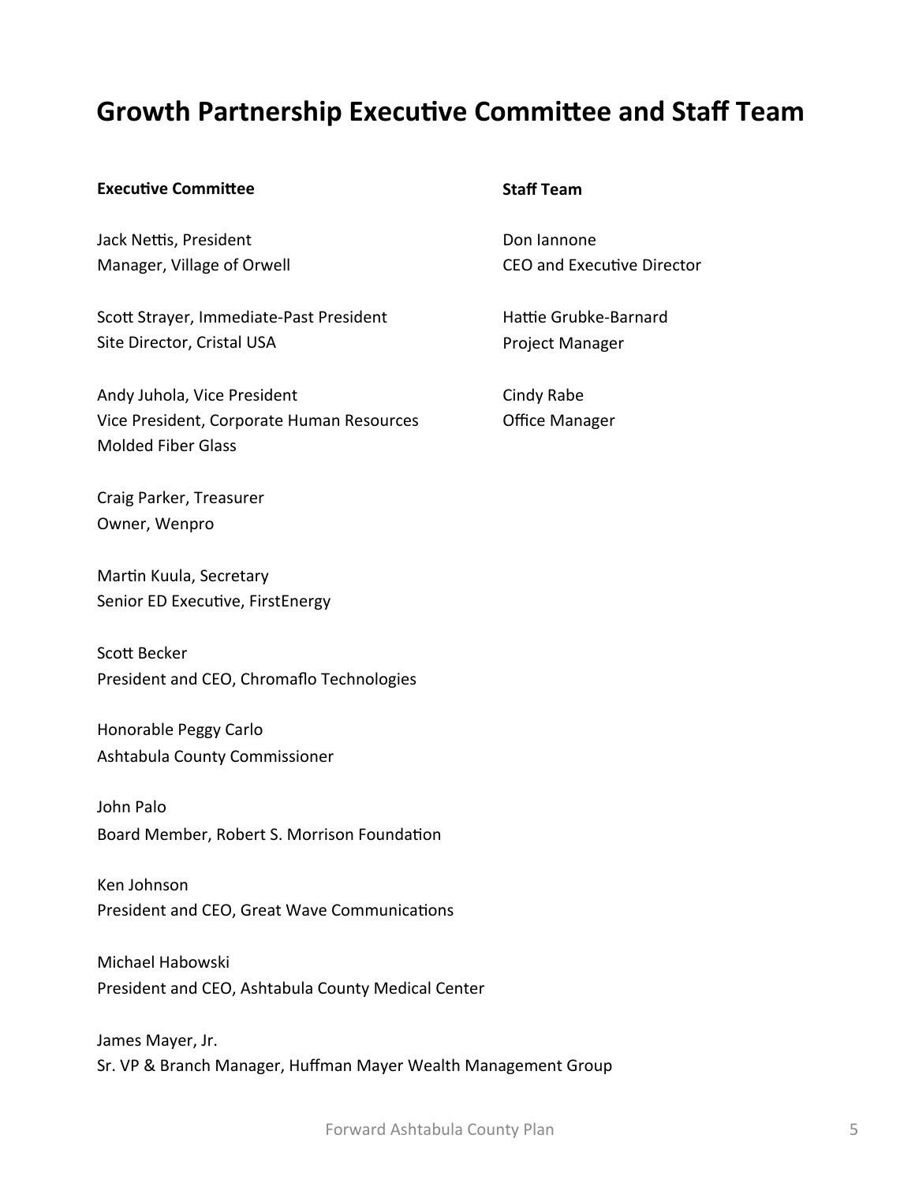# Growth Partnership Executive Committee and Staff Team

**Executive Committee**

Jack Nettis, President
Manager, Village of Orwell

Scott Strayer, Immediate-Past President
Site Director, Cristal USA

Andy Juhola, Vice President
Vice President, Corporate Human Resources
Molded Fiber Glass

Craig Parker, Treasurer
Owner, Wenpro

Martin Kuula, Secretary
Senior ED Executive, FirstEnergy

Scott Becker
President and CEO, Chromaflo Technologies

Honorable Peggy Carlo
Ashtabula County Commissioner

John Palo
Board Member, Robert S. Morrison Foundation

Ken Johnson
President and CEO, Great Wave Communications

Michael Habowski
President and CEO, Ashtabula County Medical Center

James Mayer, Jr.
Sr. VP & Branch Manager, Huffman Mayer Wealth Management Group

**Staff Team**

Don Iannone
CEO and Executive Director

Hattie Grubke-Barnard
Project Manager

Cindy Rabe
Office Manager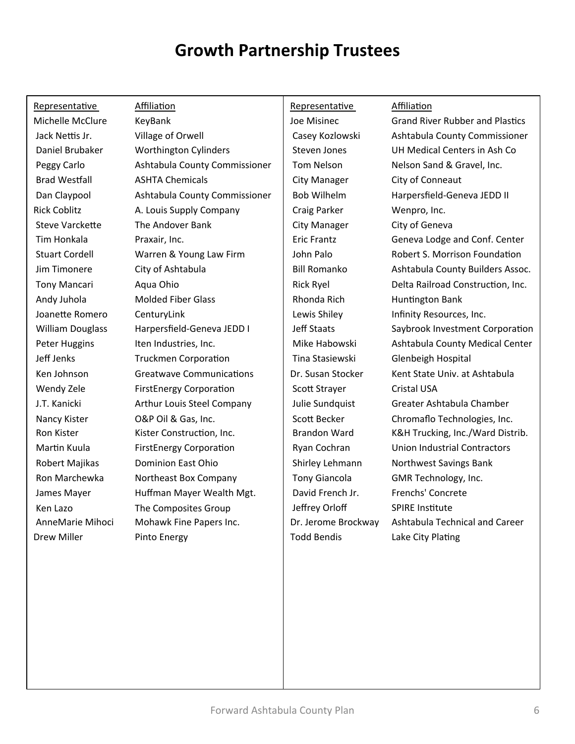# Growth Partnership Trustees

| Representative | Affiliation | Representative | Affiliation |
|---|---|---|---|
| Michelle McClure | KeyBank | Joe Misinec | Grand River Rubber and Plastics |
| Jack Nettis Jr. | Village of Orwell | Casey Kozlowski | Ashtabula County Commissioner |
| Daniel Brubaker | Worthington Cylinders | Steven Jones | UH Medical Centers in Ash Co |
| Peggy Carlo | Ashtabula County Commissioner | Tom Nelson | Nelson Sand & Gravel, Inc. |
| Brad Westfall | ASHTA Chemicals | City Manager | City of Conneaut |
| Dan Claypool | Ashtabula County Commissioner | Bob Wilhelm | Harpersfield-Geneva JEDD II |
| Rick Coblitz | A. Louis Supply Company | Craig Parker | Wenpro, Inc. |
| Steve Varckette | The Andover Bank | City Manager | City of Geneva |
| Tim Honkala | Praxair, Inc. | Eric Frantz | Geneva Lodge and Conf. Center |
| Stuart Cordell | Warren & Young Law Firm | John Palo | Robert S. Morrison Foundation |
| Jim Timonere | City of Ashtabula | Bill Romanko | Ashtabula County Builders Assoc. |
| Tony Mancari | Aqua Ohio | Rick Ryel | Delta Railroad Construction, Inc. |
| Andy Juhola | Molded Fiber Glass | Rhonda Rich | Huntington Bank |
| Joanette Romero | CenturyLink | Lewis Shiley | Infinity Resources, Inc. |
| William Douglass | Harpersfield-Geneva JEDD I | Jeff Staats | Saybrook Investment Corporation |
| Peter Huggins | Iten Industries, Inc. | Mike Habowski | Ashtabula County Medical Center |
| Jeff Jenks | Truckmen Corporation | Tina Stasiewski | Glenbeigh Hospital |
| Ken Johnson | Greatwave Communications | Dr. Susan Stocker | Kent State Univ. at Ashtabula |
| Wendy Zele | FirstEnergy Corporation | Scott Strayer | Cristal USA |
| J.T. Kanicki | Arthur Louis Steel Company | Julie Sundquist | Greater Ashtabula Chamber |
| Nancy Kister | O&P Oil & Gas, Inc. | Scott Becker | Chromaflo Technologies, Inc. |
| Ron Kister | Kister Construction, Inc. | Brandon Ward | K&H Trucking, Inc./Ward Distrib. |
| Martin Kuula | FirstEnergy Corporation | Ryan Cochran | Union Industrial Contractors |
| Robert Majikas | Dominion East Ohio | Shirley Lehmann | Northwest Savings Bank |
| Ron Marchewka | Northeast Box Company | Tony Giancola | GMR Technology, Inc. |
| James Mayer | Huffman Mayer Wealth Mgt. | David French Jr. | Frenchs' Concrete |
| Ken Lazo | The Composites Group | Jeffrey Orloff | SPIRE Institute |
| AnneMarie Mihoci | Mohawk Fine Papers Inc. | Dr. Jerome Brockway | Ashtabula Technical and Career |
| Drew Miller | Pinto Energy | Todd Bendis | Lake City Plating |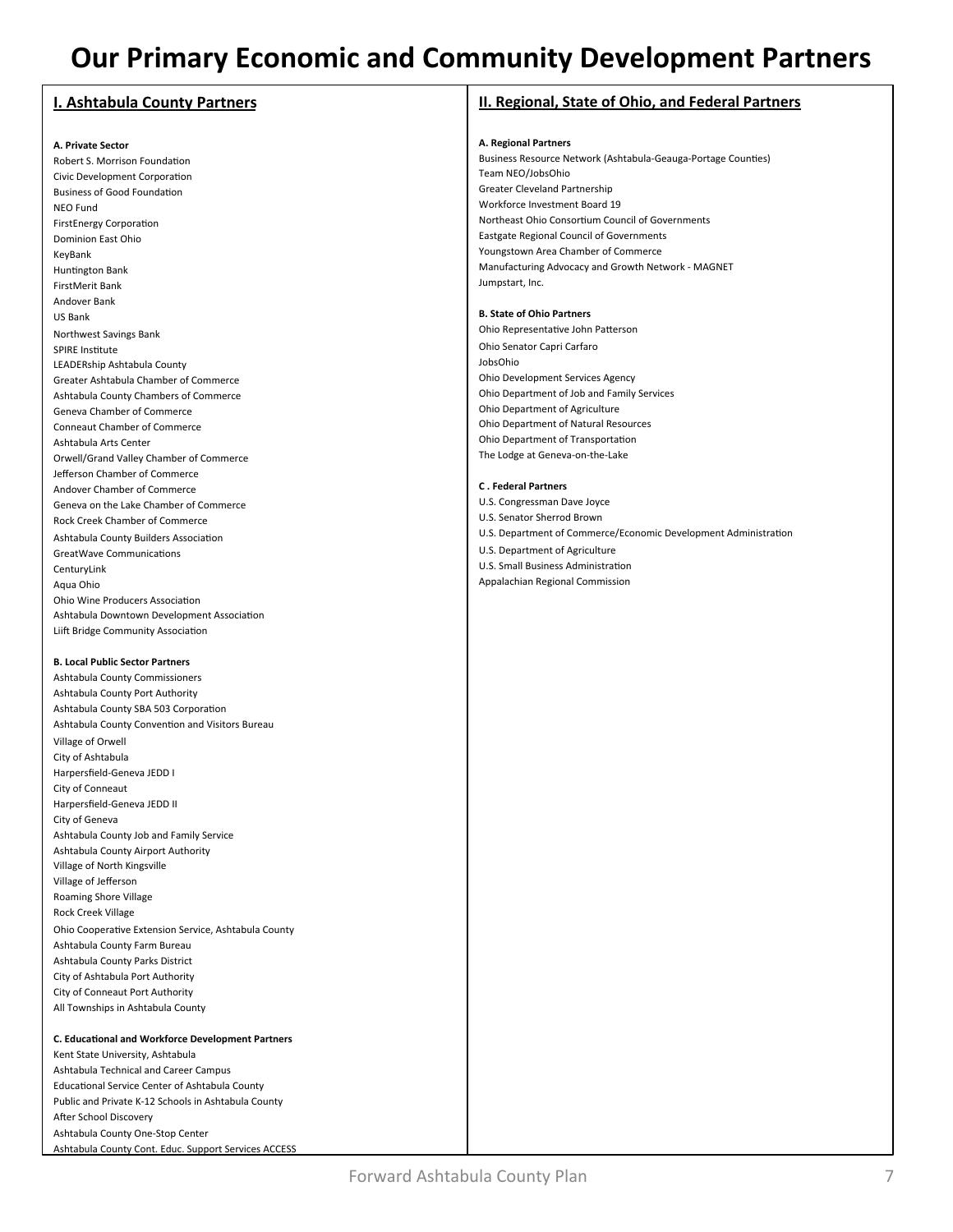# Our Primary Economic and Community Development Partners

## I. Ashtabula County Partners

### A. Private Sector

Robert S. Morrison Foundation
Civic Development Corporation
Business of Good Foundation
NEO Fund
FirstEnergy Corporation
Dominion East Ohio
KeyBank
Huntington Bank
FirstMerit Bank
Andover Bank
US Bank
Northwest Savings Bank
SPIRE Institute
LEADERship Ashtabula County
Greater Ashtabula Chamber of Commerce
Ashtabula County Chambers of Commerce
Geneva Chamber of Commerce
Conneaut Chamber of Commerce
Ashtabula Arts Center
Orwell/Grand Valley Chamber of Commerce
Jefferson Chamber of Commerce
Andover Chamber of Commerce
Geneva on the Lake Chamber of Commerce
Rock Creek Chamber of Commerce
Ashtabula County Builders Association
GreatWave Communications
CenturyLink
Aqua Ohio
Ohio Wine Producers Association
Ashtabula Downtown Development Association
Liift Bridge Community Association

### B. Local Public Sector Partners

Ashtabula County Commissioners
Ashtabula County Port Authority
Ashtabula County SBA 503 Corporation
Ashtabula County Convention and Visitors Bureau
Village of Orwell
City of Ashtabula
Harpersfield-Geneva JEDD I
City of Conneaut
Harpersfield-Geneva JEDD II
City of Geneva
Ashtabula County Job and Family Service
Ashtabula County Airport Authority
Village of North Kingsville
Village of Jefferson
Roaming Shore Village
Rock Creek Village
Ohio Cooperative Extension Service, Ashtabula County
Ashtabula County Farm Bureau
Ashtabula County Parks District
City of Ashtabula Port Authority
City of Conneaut Port Authority
All Townships in Ashtabula County

### C. Educational and Workforce Development Partners

Kent State University, Ashtabula
Ashtabula Technical and Career Campus
Educational Service Center of Ashtabula County
Public and Private K-12 Schools in Ashtabula County
After School Discovery
Ashtabula County One-Stop Center
Ashtabula County Cont. Educ. Support Services ACCESS

## II. Regional, State of Ohio, and Federal Partners

### A. Regional Partners

Business Resource Network (Ashtabula-Geauga-Portage Counties)
Team NEO/JobsOhio
Greater Cleveland Partnership
Workforce Investment Board 19
Northeast Ohio Consortium Council of Governments
Eastgate Regional Council of Governments
Youngstown Area Chamber of Commerce
Manufacturing Advocacy and Growth Network - MAGNET
Jumpstart, Inc.

### B. State of Ohio Partners

Ohio Representative John Patterson
Ohio Senator Capri Carfaro
JobsOhio
Ohio Development Services Agency
Ohio Department of Job and Family Services
Ohio Department of Agriculture
Ohio Department of Natural Resources
Ohio Department of Transportation
The Lodge at Geneva-on-the-Lake

### C . Federal Partners

U.S. Congressman Dave Joyce
U.S. Senator Sherrod Brown
U.S. Department of Commerce/Economic Development Administration
U.S. Department of Agriculture
U.S. Small Business Administration
Appalachian Regional Commission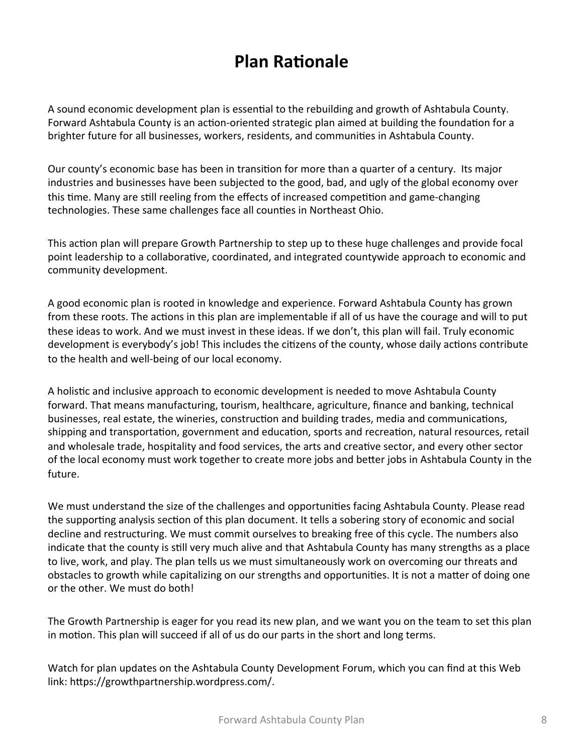# Plan Rationale

A sound economic development plan is essential to the rebuilding and growth of Ashtabula County. Forward Ashtabula County is an action-oriented strategic plan aimed at building the foundation for a brighter future for all businesses, workers, residents, and communities in Ashtabula County.

Our county's economic base has been in transition for more than a quarter of a century. Its major industries and businesses have been subjected to the good, bad, and ugly of the global economy over this time. Many are still reeling from the effects of increased competition and game-changing technologies. These same challenges face all counties in Northeast Ohio.

This action plan will prepare Growth Partnership to step up to these huge challenges and provide focal point leadership to a collaborative, coordinated, and integrated countywide approach to economic and community development.

A good economic plan is rooted in knowledge and experience. Forward Ashtabula County has grown from these roots. The actions in this plan are implementable if all of us have the courage and will to put these ideas to work. And we must invest in these ideas. If we don't, this plan will fail. Truly economic development is everybody's job! This includes the citizens of the county, whose daily actions contribute to the health and well-being of our local economy.

A holistic and inclusive approach to economic development is needed to move Ashtabula County forward. That means manufacturing, tourism, healthcare, agriculture, finance and banking, technical businesses, real estate, the wineries, construction and building trades, media and communications, shipping and transportation, government and education, sports and recreation, natural resources, retail and wholesale trade, hospitality and food services, the arts and creative sector, and every other sector of the local economy must work together to create more jobs and better jobs in Ashtabula County in the future.

We must understand the size of the challenges and opportunities facing Ashtabula County. Please read the supporting analysis section of this plan document. It tells a sobering story of economic and social decline and restructuring. We must commit ourselves to breaking free of this cycle. The numbers also indicate that the county is still very much alive and that Ashtabula County has many strengths as a place to live, work, and play. The plan tells us we must simultaneously work on overcoming our threats and obstacles to growth while capitalizing on our strengths and opportunities. It is not a matter of doing one or the other. We must do both!

The Growth Partnership is eager for you read its new plan, and we want you on the team to set this plan in motion. This plan will succeed if all of us do our parts in the short and long terms.

Watch for plan updates on the Ashtabula County Development Forum, which you can find at this Web link: https://growthpartnership.wordpress.com/.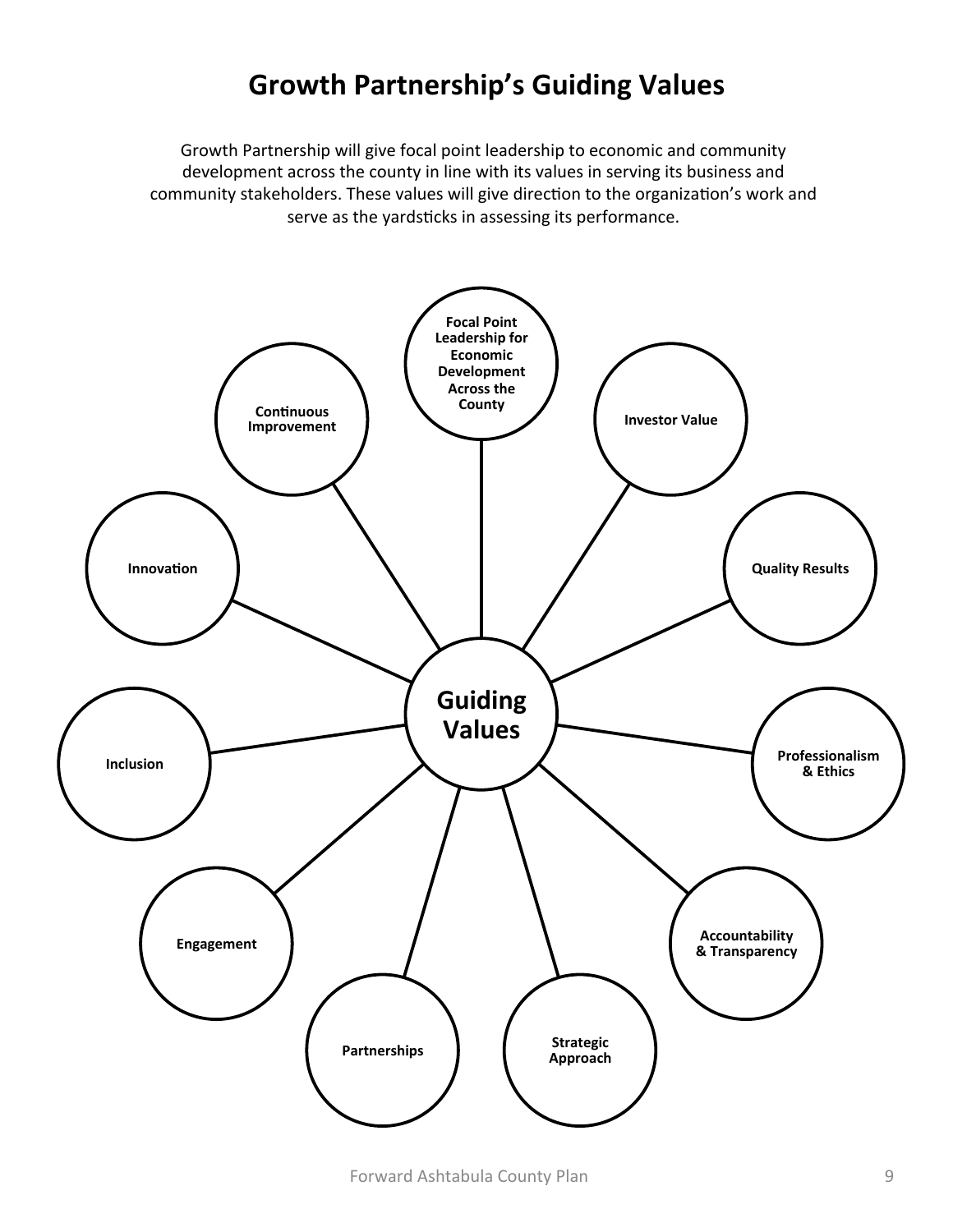# Growth Partnership's Guiding Values

Growth Partnership will give focal point leadership to economic and community development across the county in line with its values in serving its business and community stakeholders. These values will give direction to the organization's work and serve as the yardsticks in assessing its performance.

**Guiding Values**

- **Focal Point Leadership for Economic Development Across the County**
- **Investor Value**
- **Quality Results**
- **Professionalism & Ethics**
- **Accountability & Transparency**
- **Strategic Approach**
- **Partnerships**
- **Engagement**
- **Inclusion**
- **Innovation**
- **Continuous Improvement**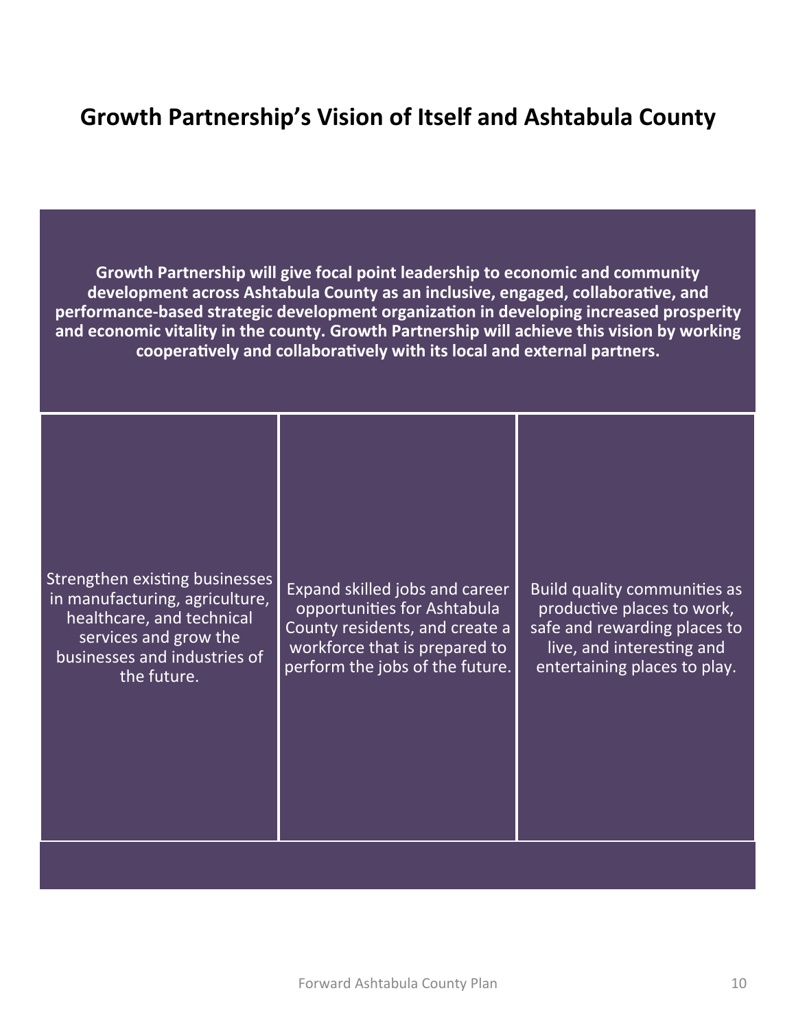# Growth Partnership's Vision of Itself and Ashtabula County

**Growth Partnership will give focal point leadership to economic and community development across Ashtabula County as an inclusive, engaged, collaborative, and performance-based strategic development organization in developing increased prosperity and economic vitality in the county. Growth Partnership will achieve this vision by working cooperatively and collaboratively with its local and external partners.**

- Strengthen existing businesses in manufacturing, agriculture, healthcare, and technical services and grow the businesses and industries of the future.
- Expand skilled jobs and career opportunities for Ashtabula County residents, and create a workforce that is prepared to perform the jobs of the future.
- Build quality communities as productive places to work, safe and rewarding places to live, and interesting and entertaining places to play.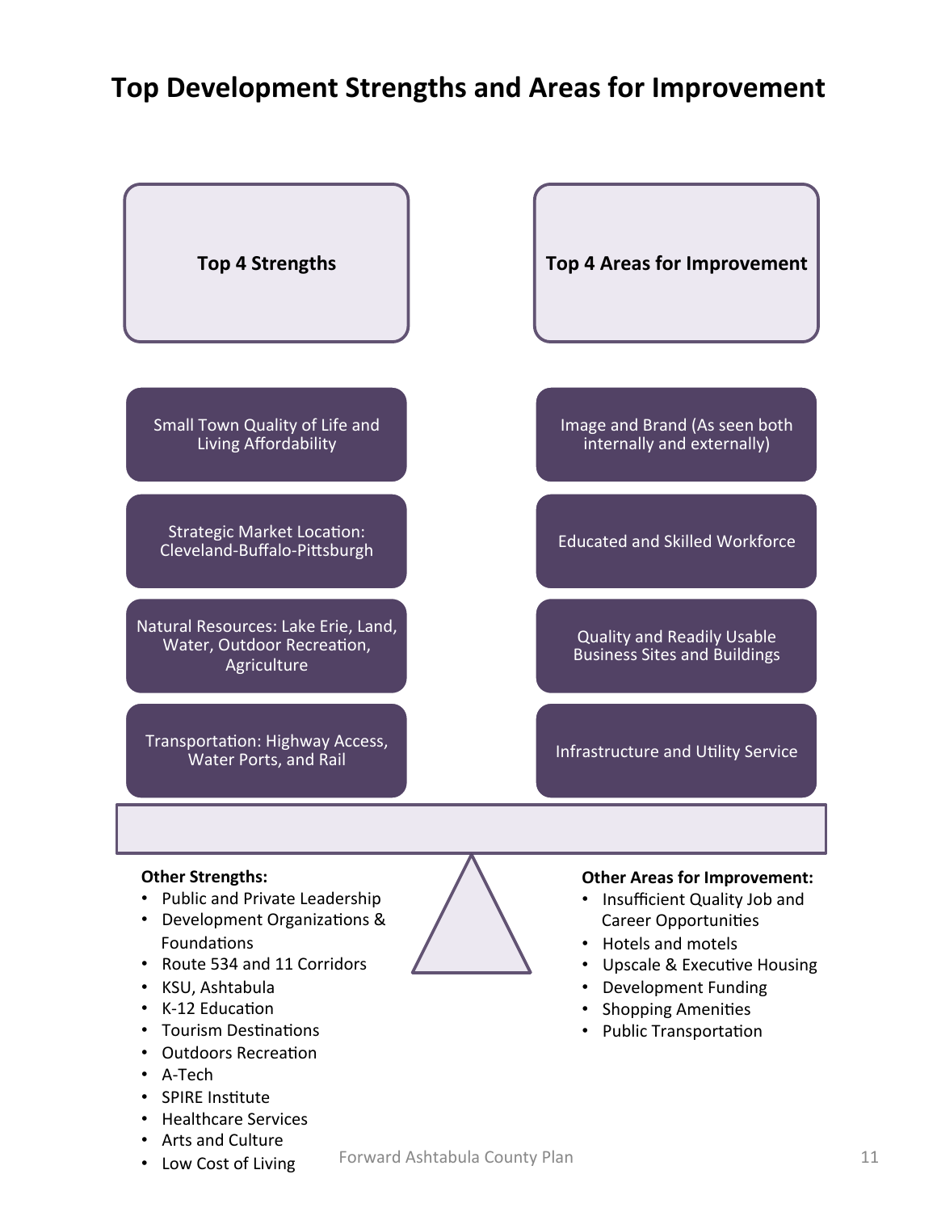# Top Development Strengths and Areas for Improvement

| Top 4 Strengths | Top 4 Areas for Improvement |
|---|---|
| Small Town Quality of Life and Living Affordability | Image and Brand (As seen both internally and externally) |
| Strategic Market Location: Cleveland-Buffalo-Pittsburgh | Educated and Skilled Workforce |
| Natural Resources: Lake Erie, Land, Water, Outdoor Recreation, Agriculture | Quality and Readily Usable Business Sites and Buildings |
| Transportation: Highway Access, Water Ports, and Rail | Infrastructure and Utility Service |

**Other Strengths:**

- Public and Private Leadership
- Development Organizations & Foundations
- Route 534 and 11 Corridors
- KSU, Ashtabula
- K-12 Education
- Tourism Destinations
- Outdoors Recreation
- A-Tech
- SPIRE Institute
- Healthcare Services
- Arts and Culture
- Low Cost of Living

**Other Areas for Improvement:**

- Insufficient Quality Job and Career Opportunities
- Hotels and motels
- Upscale & Executive Housing
- Development Funding
- Shopping Amenities
- Public Transportation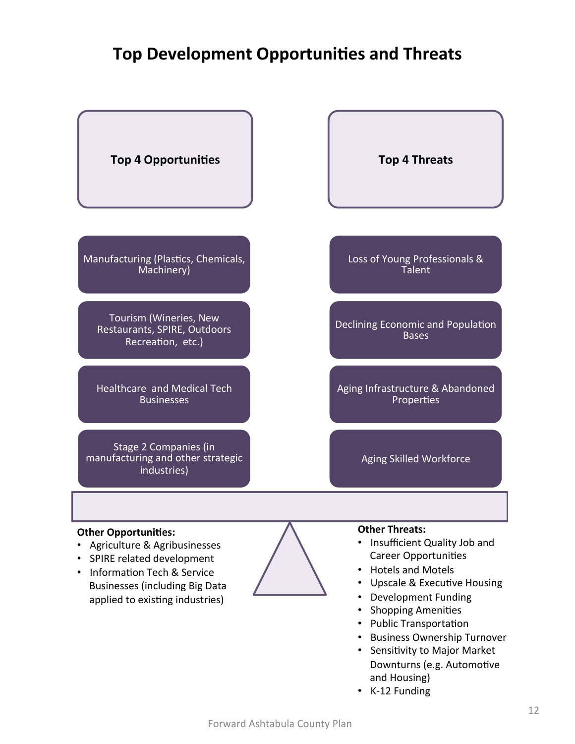# Top Development Opportunities and Threats

| Top 4 Opportunities | Top 4 Threats |
| --- | --- |
| Manufacturing (Plastics, Chemicals, Machinery) | Loss of Young Professionals & Talent |
| Tourism (Wineries, New Restaurants, SPIRE, Outdoors Recreation, etc.) | Declining Economic and Population Bases |
| Healthcare and Medical Tech Businesses | Aging Infrastructure & Abandoned Properties |
| Stage 2 Companies (in manufacturing and other strategic industries) | Aging Skilled Workforce |

**Other Opportunities:**

- Agriculture & Agribusinesses
- SPIRE related development
- Information Tech & Service Businesses (including Big Data applied to existing industries)

**Other Threats:**

- Insufficient Quality Job and Career Opportunities
- Hotels and Motels
- Upscale & Executive Housing
- Development Funding
- Shopping Amenities
- Public Transportation
- Business Ownership Turnover
- Sensitivity to Major Market Downturns (e.g. Automotive and Housing)
- K-12 Funding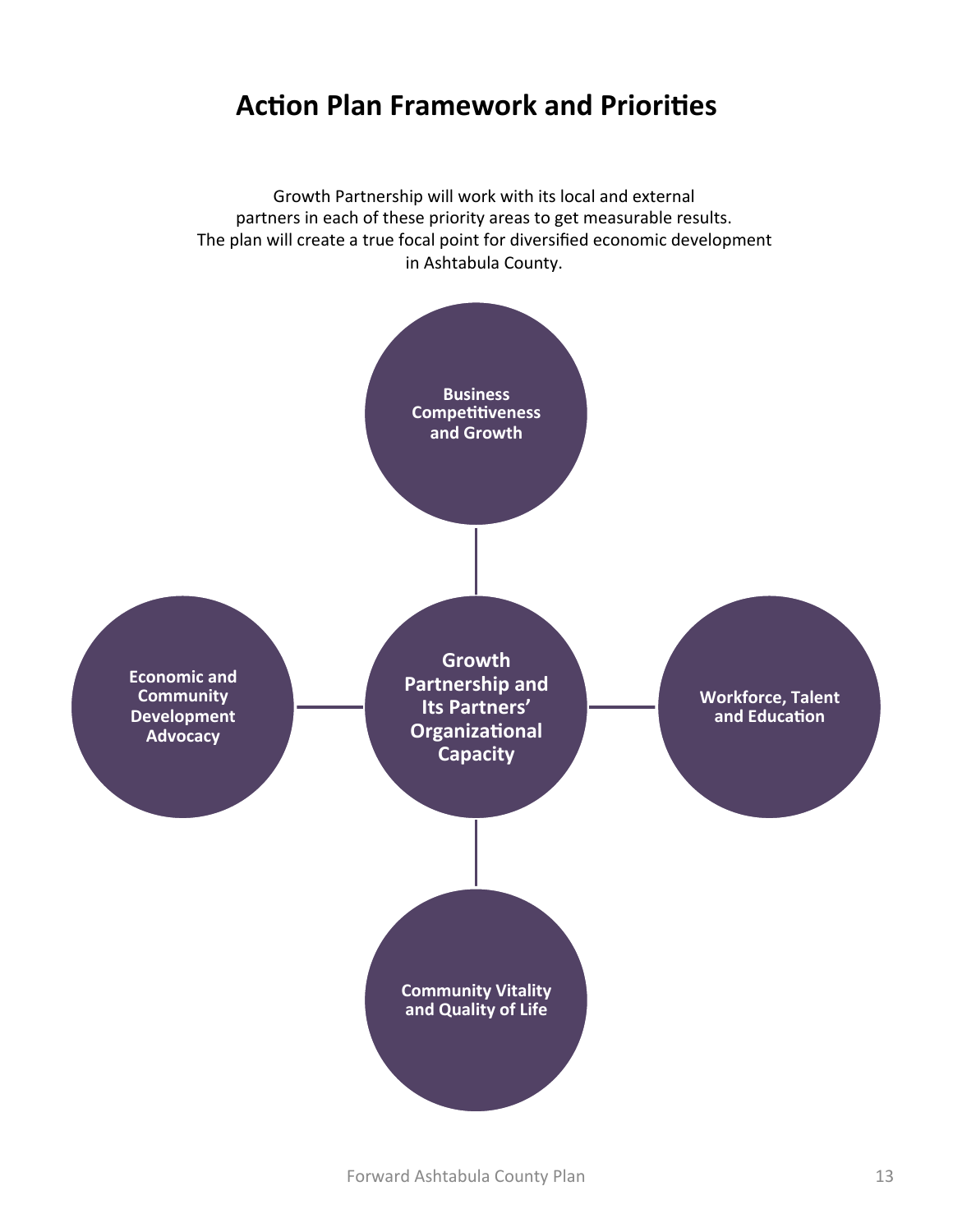# Action Plan Framework and Priorities

Growth Partnership will work with its local and external partners in each of these priority areas to get measurable results. The plan will create a true focal point for diversified economic development in Ashtabula County.

**Business Competitiveness and Growth**

**Economic and Community Development Advocacy**

**Growth Partnership and Its Partners' Organizational Capacity**

**Workforce, Talent and Education**

**Community Vitality and Quality of Life**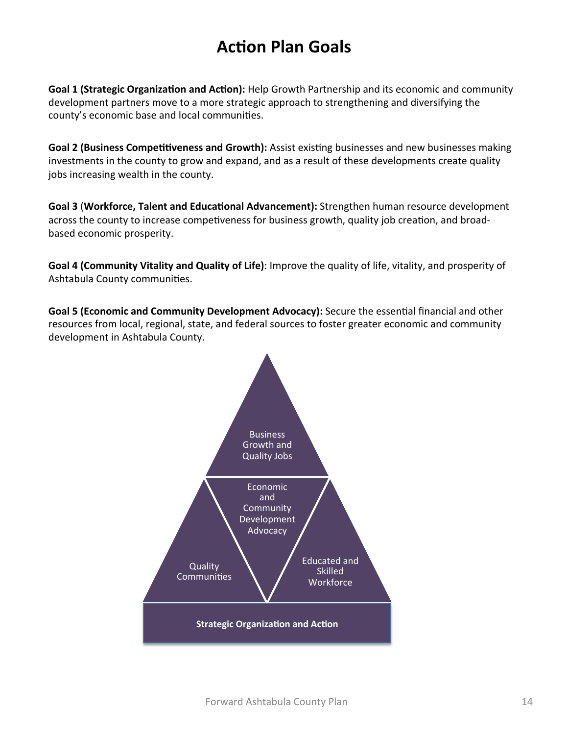# Action Plan Goals

**Goal 1 (Strategic Organization and Action):** Help Growth Partnership and its economic and community development partners move to a more strategic approach to strengthening and diversifying the county's economic base and local communities.

**Goal 2 (Business Competitiveness and Growth):** Assist existing businesses and new businesses making investments in the county to grow and expand, and as a result of these developments create quality jobs increasing wealth in the county.

**Goal 3** (**Workforce, Talent and Educational Advancement):** Strengthen human resource development across the county to increase competiveness for business growth, quality job creation, and broad-based economic prosperity.

**Goal 4 (Community Vitality and Quality of Life)**: Improve the quality of life, vitality, and prosperity of Ashtabula County communities.

**Goal 5 (Economic and Community Development Advocacy):** Secure the essential financial and other resources from local, regional, state, and federal sources to foster greater economic and community development in Ashtabula County.

Business Growth and Quality Jobs

Economic and Community Development Advocacy

Quality Communities

Educated and Skilled Workforce

**Strategic Organization and Action**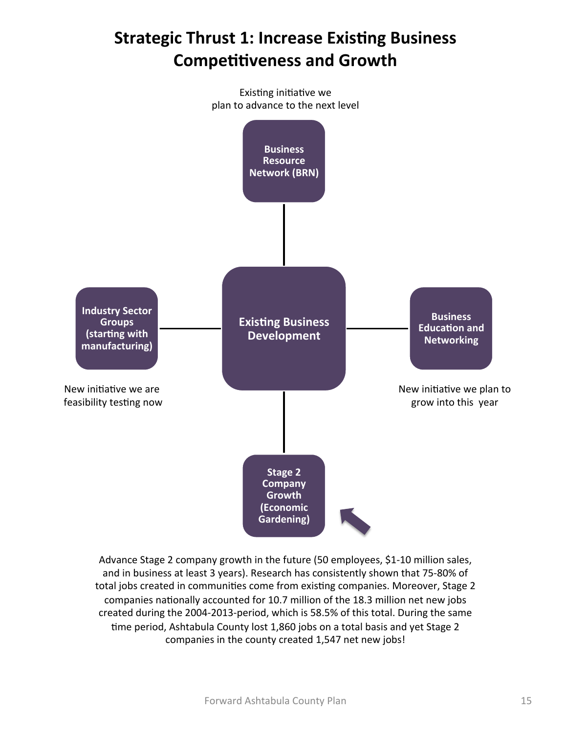# Strategic Thrust 1: Increase Existing Business Competitiveness and Growth

Existing initiative we plan to advance to the next level

**Business Resource Network (BRN)**

**Industry Sector Groups (starting with manufacturing)**

New initiative we are feasibility testing now

**Existing Business Development**

**Business Education and Networking**

New initiative we plan to grow into this year

**Stage 2 Company Growth (Economic Gardening)**

Advance Stage 2 company growth in the future (50 employees, $1-10 million sales, and in business at least 3 years). Research has consistently shown that 75-80% of total jobs created in communities come from existing companies. Moreover, Stage 2 companies nationally accounted for 10.7 million of the 18.3 million net new jobs created during the 2004-2013-period, which is 58.5% of this total. During the same time period, Ashtabula County lost 1,860 jobs on a total basis and yet Stage 2 companies in the county created 1,547 net new jobs!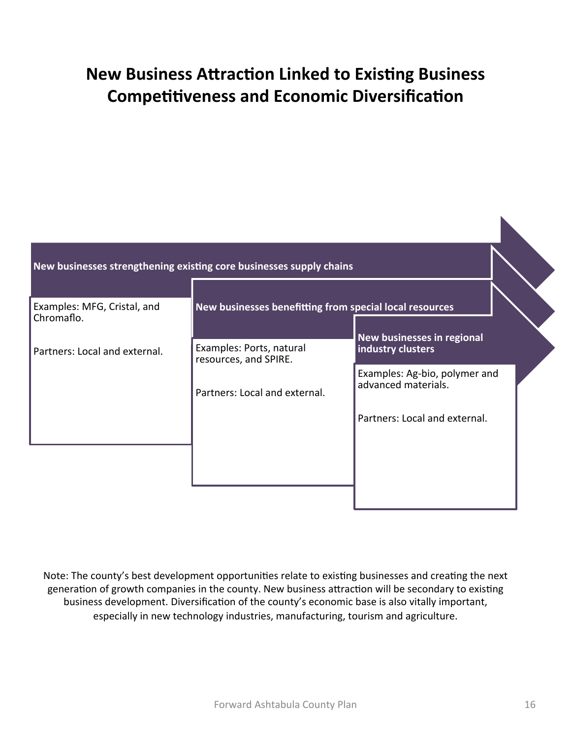# New Business Attraction Linked to Existing Business Competitiveness and Economic Diversification

**New businesses strengthening existing core businesses supply chains**

Examples: MFG, Cristal, and Chromaflo.

Partners: Local and external.

**New businesses benefitting from special local resources**

Examples: Ports, natural resources, and SPIRE.

Partners: Local and external.

**New businesses in regional industry clusters**

Examples: Ag-bio, polymer and advanced materials.

Partners: Local and external.

Note: The county's best development opportunities relate to existing businesses and creating the next generation of growth companies in the county. New business attraction will be secondary to existing business development. Diversification of the county's economic base is also vitally important, especially in new technology industries, manufacturing, tourism and agriculture.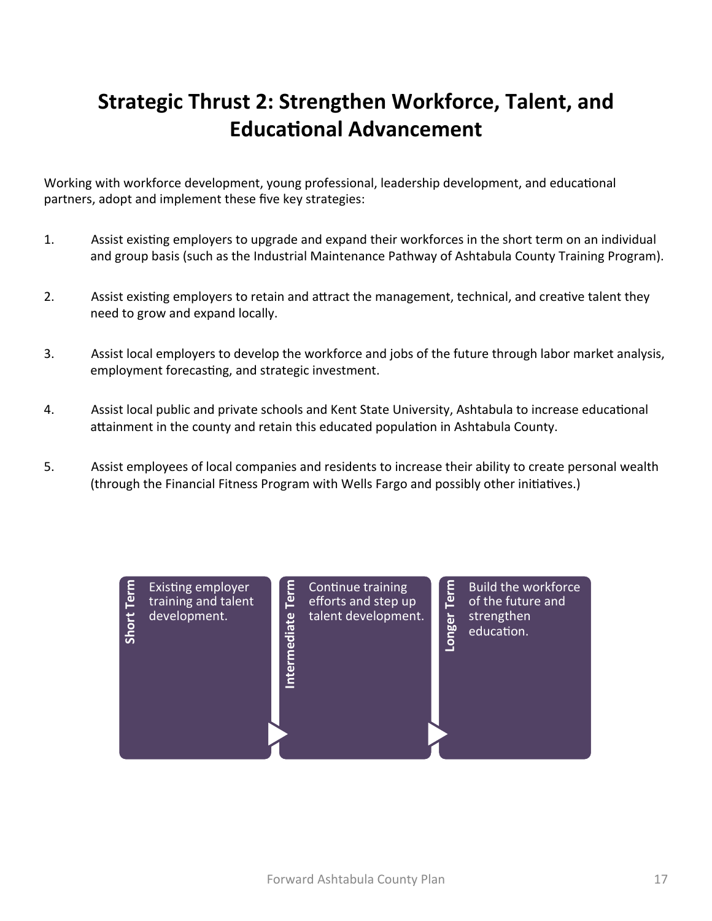# Strategic Thrust 2: Strengthen Workforce, Talent, and Educational Advancement

Working with workforce development, young professional, leadership development, and educational partners, adopt and implement these five key strategies:

1. Assist existing employers to upgrade and expand their workforces in the short term on an individual and group basis (such as the Industrial Maintenance Pathway of Ashtabula County Training Program).

2. Assist existing employers to retain and attract the management, technical, and creative talent they need to grow and expand locally.

3. Assist local employers to develop the workforce and jobs of the future through labor market analysis, employment forecasting, and strategic investment.

4. Assist local public and private schools and Kent State University, Ashtabula to increase educational attainment in the county and retain this educated population in Ashtabula County.

5. Assist employees of local companies and residents to increase their ability to create personal wealth (through the Financial Fitness Program with Wells Fargo and possibly other initiatives.)

**Short Term**: Existing employer training and talent development.

**Intermediate Term**: Continue training efforts and step up talent development.

**Longer Term**: Build the workforce of the future and strengthen education.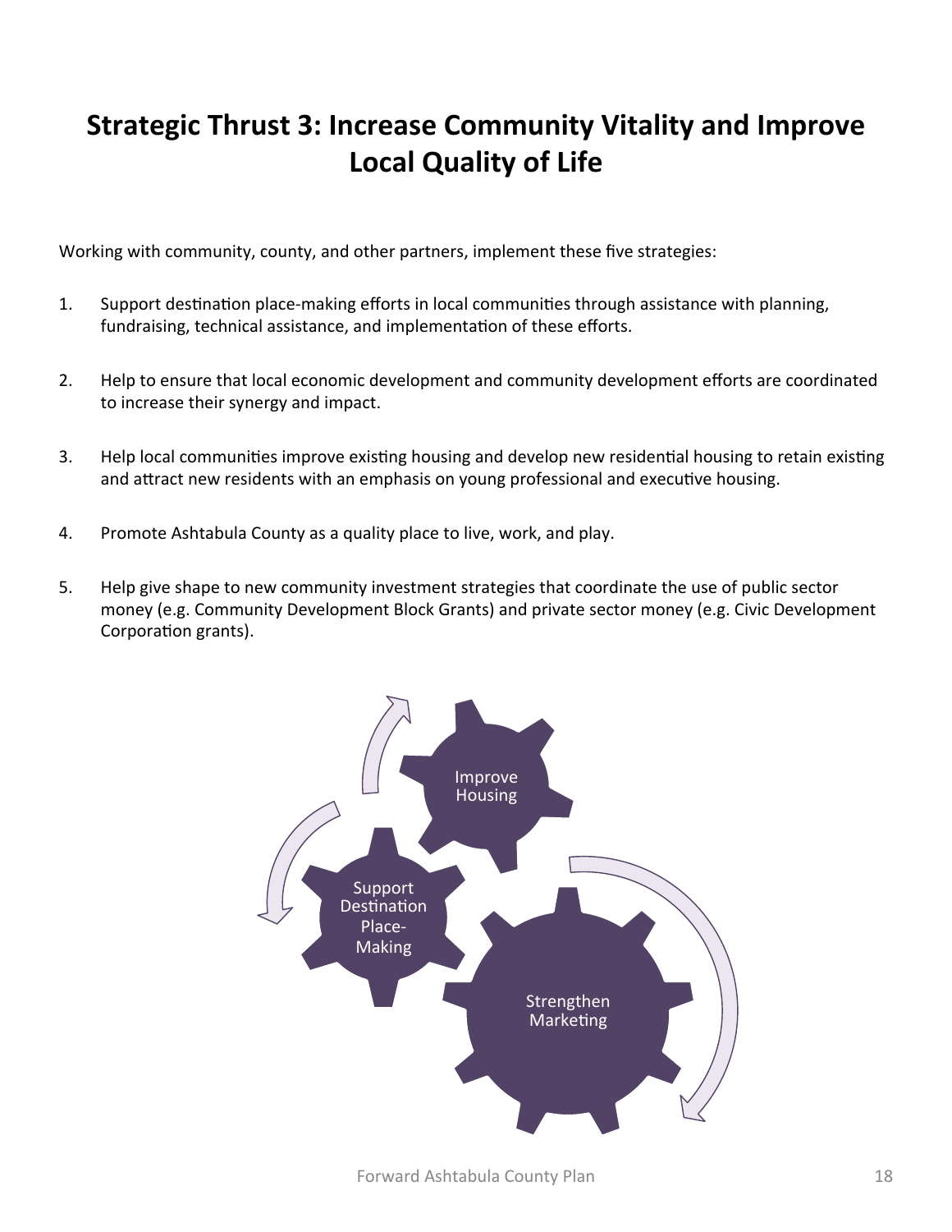# Strategic Thrust 3: Increase Community Vitality and Improve Local Quality of Life

Working with community, county, and other partners, implement these five strategies:

1. Support destination place-making efforts in local communities through assistance with planning, fundraising, technical assistance, and implementation of these efforts.

2. Help to ensure that local economic development and community development efforts are coordinated to increase their synergy and impact.

3. Help local communities improve existing housing and develop new residential housing to retain existing and attract new residents with an emphasis on young professional and executive housing.

4. Promote Ashtabula County as a quality place to live, work, and play.

5. Help give shape to new community investment strategies that coordinate the use of public sector money (e.g. Community Development Block Grants) and private sector money (e.g. Civic Development Corporation grants).

Improve Housing

Support Destination Place-Making

Strengthen Marketing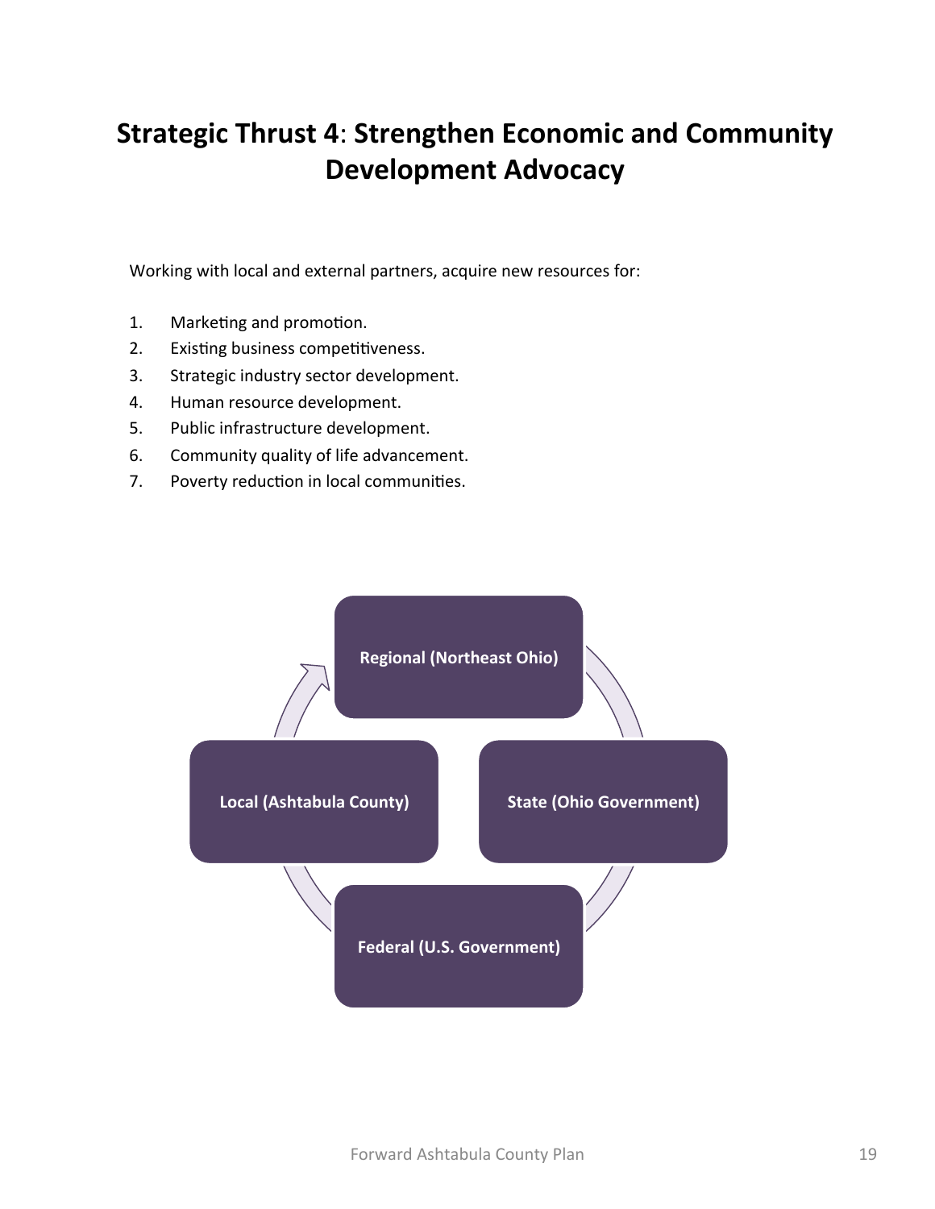# Strategic Thrust 4: Strengthen Economic and Community Development Advocacy

Working with local and external partners, acquire new resources for:

1. Marketing and promotion.
2. Existing business competitiveness.
3. Strategic industry sector development.
4. Human resource development.
5. Public infrastructure development.
6. Community quality of life advancement.
7. Poverty reduction in local communities.

Regional (Northeast Ohio)

State (Ohio Government)

Federal (U.S. Government)

Local (Ashtabula County)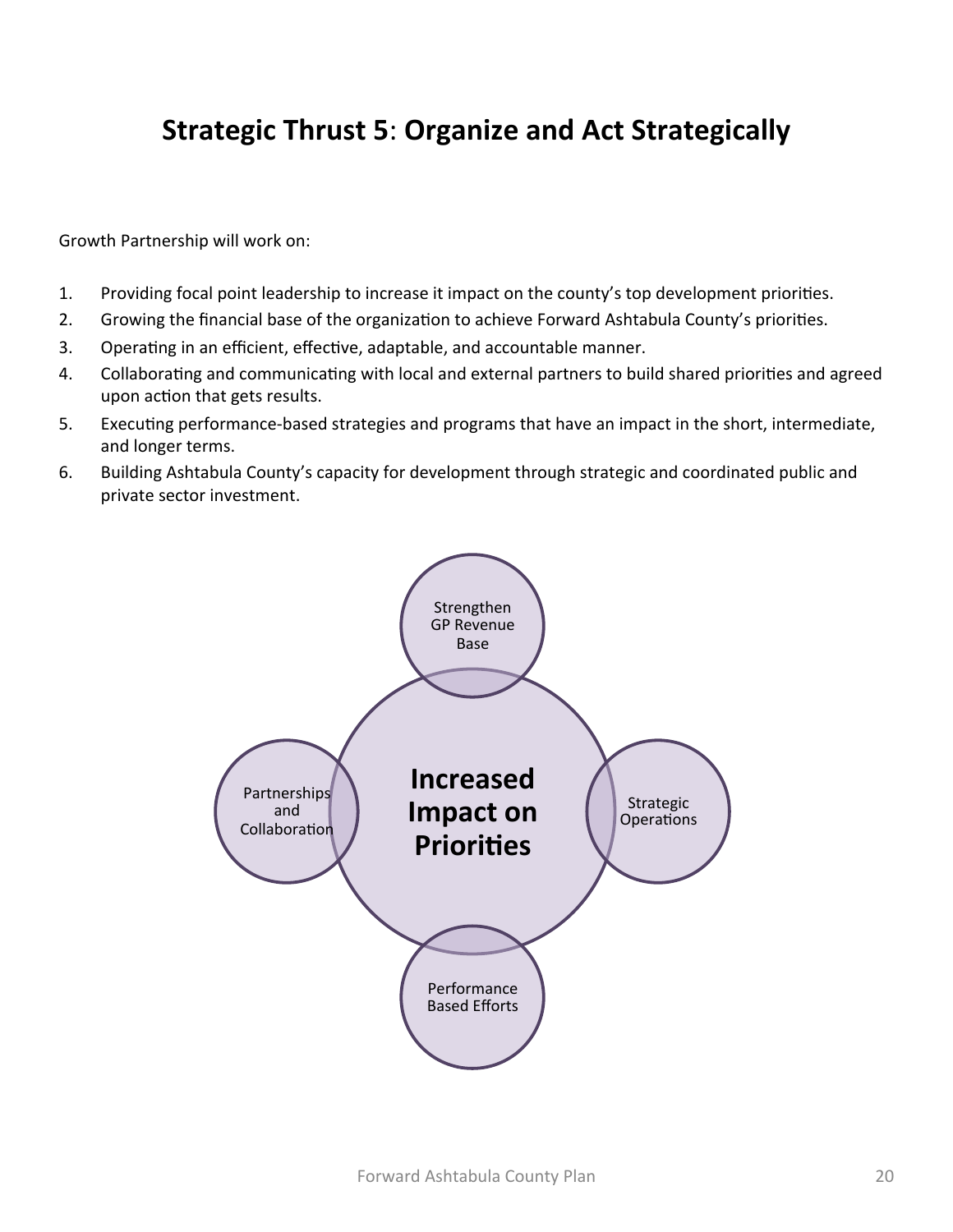# Strategic Thrust 5: Organize and Act Strategically

Growth Partnership will work on:

1. Providing focal point leadership to increase it impact on the county's top development priorities.
2. Growing the financial base of the organization to achieve Forward Ashtabula County's priorities.
3. Operating in an efficient, effective, adaptable, and accountable manner.
4. Collaborating and communicating with local and external partners to build shared priorities and agreed upon action that gets results.
5. Executing performance-based strategies and programs that have an impact in the short, intermediate, and longer terms.
6. Building Ashtabula County's capacity for development through strategic and coordinated public and private sector investment.

Strengthen GP Revenue Base

Partnerships and Collaboration

**Increased Impact on Priorities**

Strategic Operations

Performance Based Efforts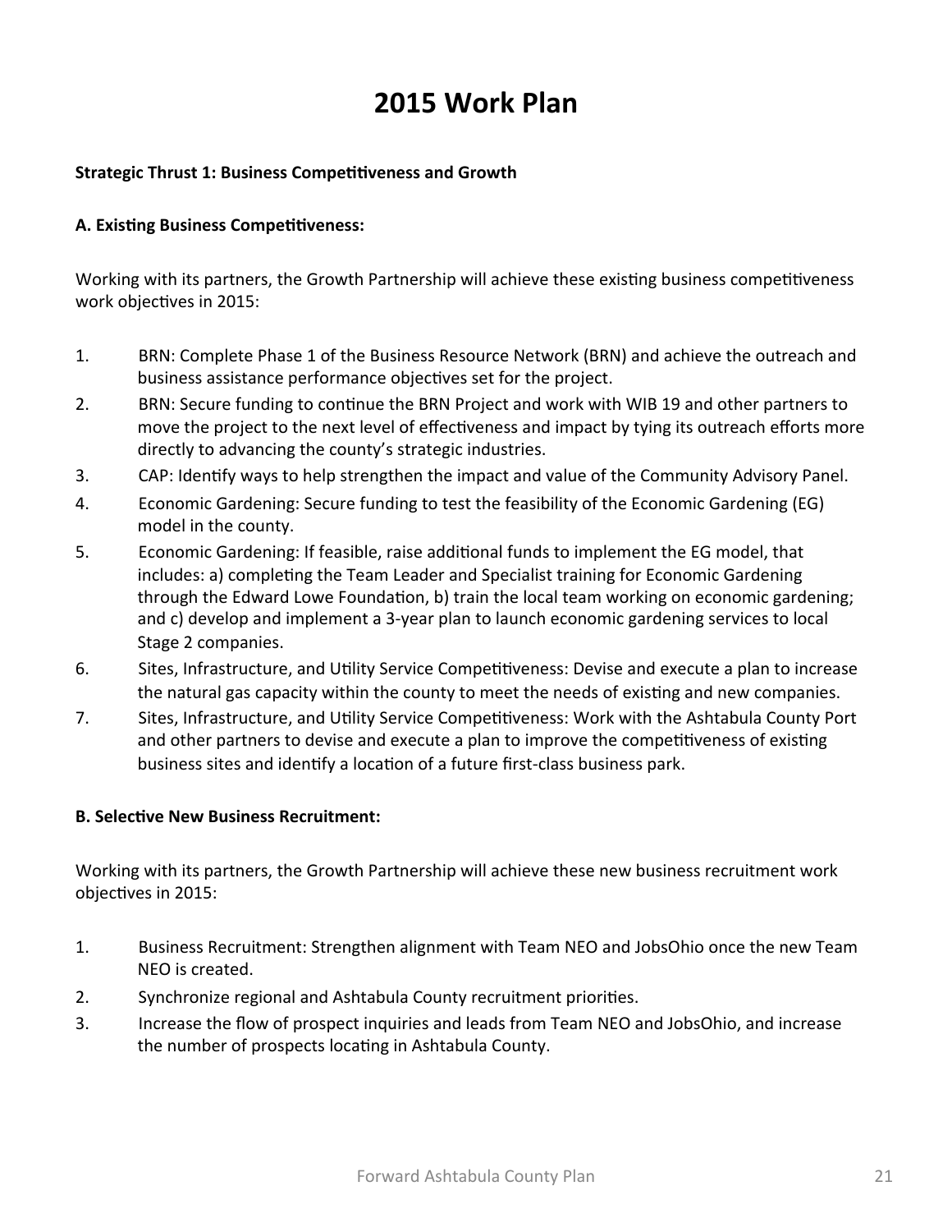# 2015 Work Plan

**Strategic Thrust 1: Business Competitiveness and Growth**

**A. Existing Business Competitiveness:**

Working with its partners, the Growth Partnership will achieve these existing business competitiveness work objectives in 2015:

1. BRN: Complete Phase 1 of the Business Resource Network (BRN) and achieve the outreach and business assistance performance objectives set for the project.
2. BRN: Secure funding to continue the BRN Project and work with WIB 19 and other partners to move the project to the next level of effectiveness and impact by tying its outreach efforts more directly to advancing the county's strategic industries.
3. CAP: Identify ways to help strengthen the impact and value of the Community Advisory Panel.
4. Economic Gardening: Secure funding to test the feasibility of the Economic Gardening (EG) model in the county.
5. Economic Gardening: If feasible, raise additional funds to implement the EG model, that includes: a) completing the Team Leader and Specialist training for Economic Gardening through the Edward Lowe Foundation, b) train the local team working on economic gardening; and c) develop and implement a 3-year plan to launch economic gardening services to local Stage 2 companies.
6. Sites, Infrastructure, and Utility Service Competitiveness: Devise and execute a plan to increase the natural gas capacity within the county to meet the needs of existing and new companies.
7. Sites, Infrastructure, and Utility Service Competitiveness: Work with the Ashtabula County Port and other partners to devise and execute a plan to improve the competitiveness of existing business sites and identify a location of a future first-class business park.

**B. Selective New Business Recruitment:**

Working with its partners, the Growth Partnership will achieve these new business recruitment work objectives in 2015:

1. Business Recruitment: Strengthen alignment with Team NEO and JobsOhio once the new Team NEO is created.
2. Synchronize regional and Ashtabula County recruitment priorities.
3. Increase the flow of prospect inquiries and leads from Team NEO and JobsOhio, and increase the number of prospects locating in Ashtabula County.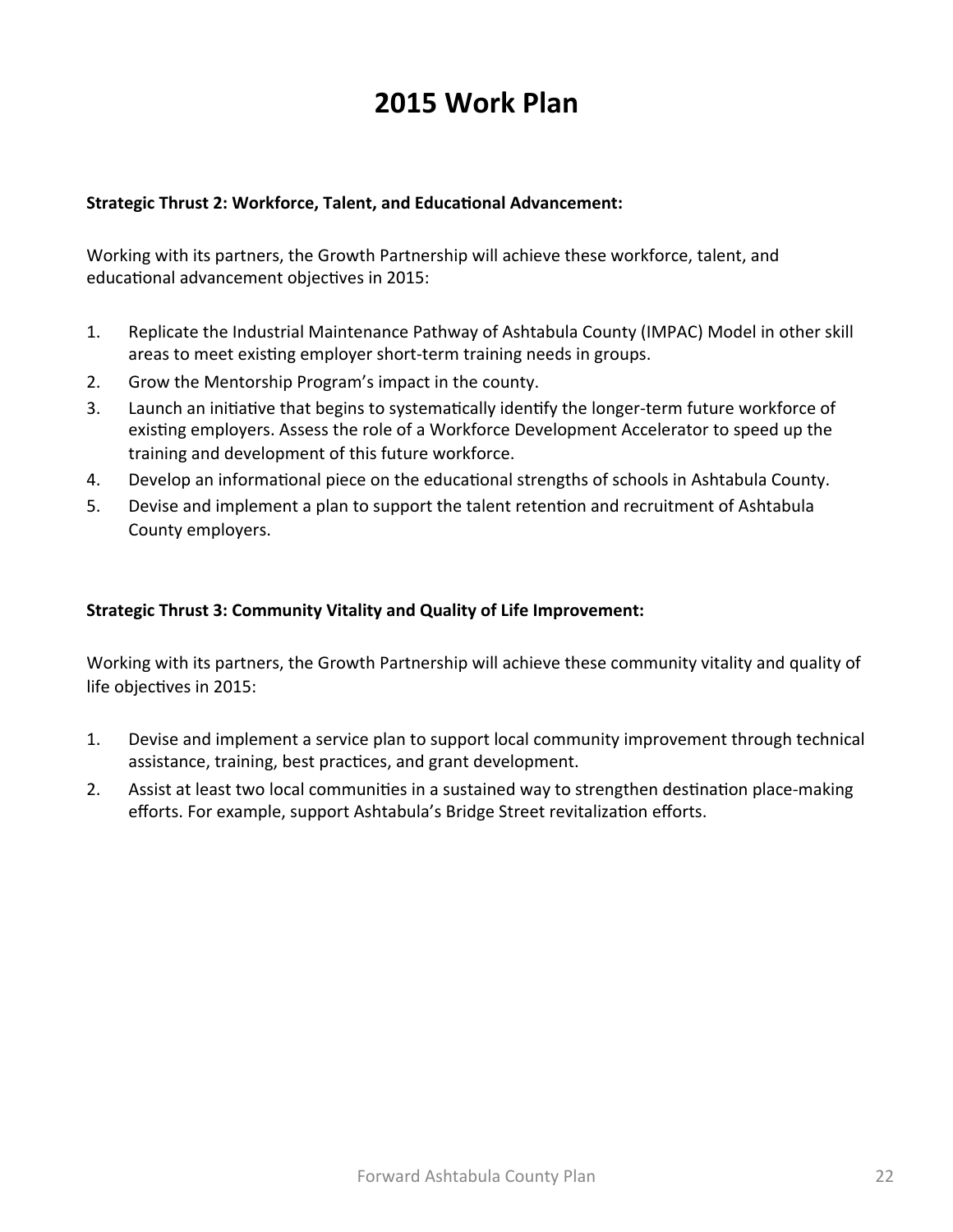# 2015 Work Plan

**Strategic Thrust 2: Workforce, Talent, and Educational Advancement:**

Working with its partners, the Growth Partnership will achieve these workforce, talent, and educational advancement objectives in 2015:

1. Replicate the Industrial Maintenance Pathway of Ashtabula County (IMPAC) Model in other skill areas to meet existing employer short-term training needs in groups.
2. Grow the Mentorship Program's impact in the county.
3. Launch an initiative that begins to systematically identify the longer-term future workforce of existing employers. Assess the role of a Workforce Development Accelerator to speed up the training and development of this future workforce.
4. Develop an informational piece on the educational strengths of schools in Ashtabula County.
5. Devise and implement a plan to support the talent retention and recruitment of Ashtabula County employers.

**Strategic Thrust 3: Community Vitality and Quality of Life Improvement:**

Working with its partners, the Growth Partnership will achieve these community vitality and quality of life objectives in 2015:

1. Devise and implement a service plan to support local community improvement through technical assistance, training, best practices, and grant development.
2. Assist at least two local communities in a sustained way to strengthen destination place-making efforts. For example, support Ashtabula's Bridge Street revitalization efforts.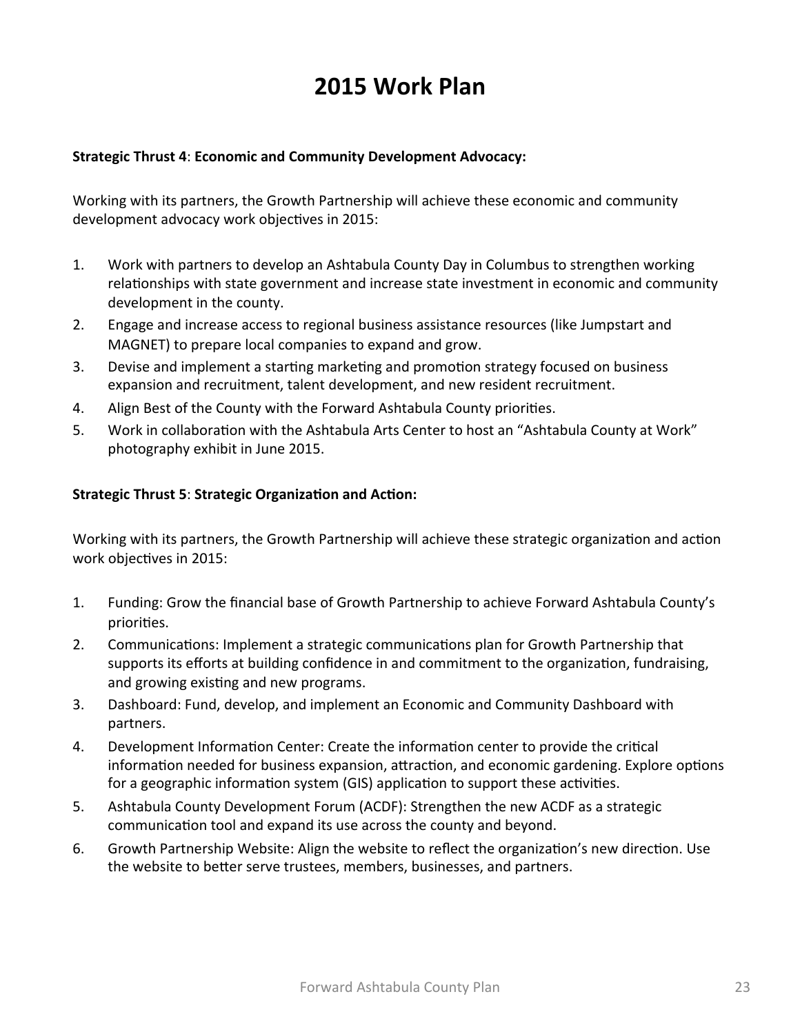# 2015 Work Plan

**Strategic Thrust 4**: **Economic and Community Development Advocacy:**

Working with its partners, the Growth Partnership will achieve these economic and community development advocacy work objectives in 2015:

1. Work with partners to develop an Ashtabula County Day in Columbus to strengthen working relationships with state government and increase state investment in economic and community development in the county.
2. Engage and increase access to regional business assistance resources (like Jumpstart and MAGNET) to prepare local companies to expand and grow.
3. Devise and implement a starting marketing and promotion strategy focused on business expansion and recruitment, talent development, and new resident recruitment.
4. Align Best of the County with the Forward Ashtabula County priorities.
5. Work in collaboration with the Ashtabula Arts Center to host an "Ashtabula County at Work" photography exhibit in June 2015.

**Strategic Thrust 5**: **Strategic Organization and Action:**

Working with its partners, the Growth Partnership will achieve these strategic organization and action work objectives in 2015:

1. Funding: Grow the financial base of Growth Partnership to achieve Forward Ashtabula County's priorities.
2. Communications: Implement a strategic communications plan for Growth Partnership that supports its efforts at building confidence in and commitment to the organization, fundraising, and growing existing and new programs.
3. Dashboard: Fund, develop, and implement an Economic and Community Dashboard with partners.
4. Development Information Center: Create the information center to provide the critical information needed for business expansion, attraction, and economic gardening. Explore options for a geographic information system (GIS) application to support these activities.
5. Ashtabula County Development Forum (ACDF): Strengthen the new ACDF as a strategic communication tool and expand its use across the county and beyond.
6. Growth Partnership Website: Align the website to reflect the organization's new direction. Use the website to better serve trustees, members, businesses, and partners.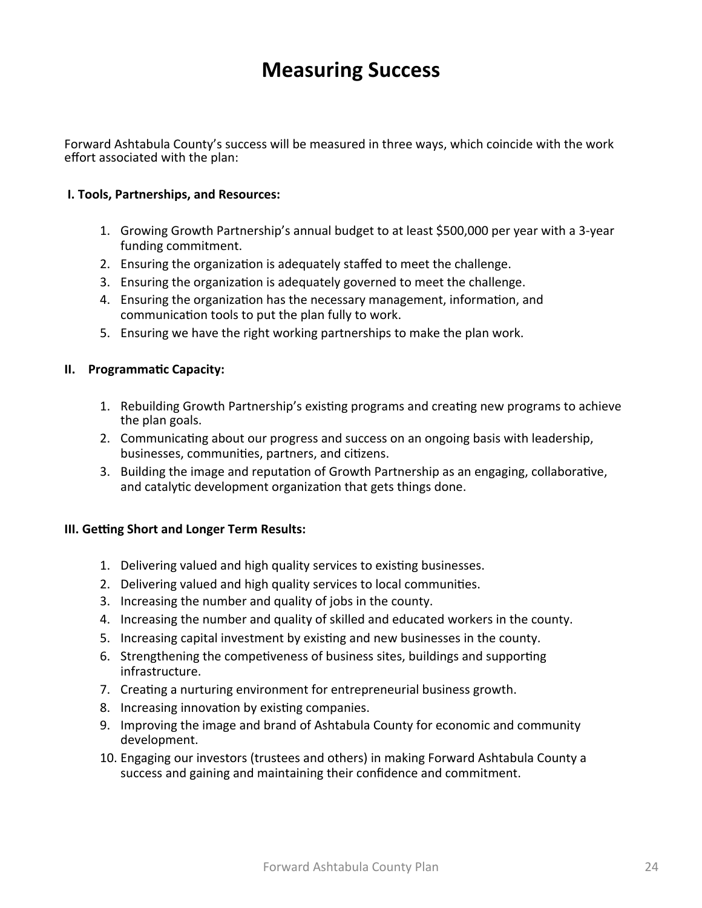# Measuring Success

Forward Ashtabula County's success will be measured in three ways, which coincide with the work effort associated with the plan:

**I. Tools, Partnerships, and Resources:**

1. Growing Growth Partnership's annual budget to at least $500,000 per year with a 3-year funding commitment.
2. Ensuring the organization is adequately staffed to meet the challenge.
3. Ensuring the organization is adequately governed to meet the challenge.
4. Ensuring the organization has the necessary management, information, and communication tools to put the plan fully to work.
5. Ensuring we have the right working partnerships to make the plan work.

**II. Programmatic Capacity:**

1. Rebuilding Growth Partnership's existing programs and creating new programs to achieve the plan goals.
2. Communicating about our progress and success on an ongoing basis with leadership, businesses, communities, partners, and citizens.
3. Building the image and reputation of Growth Partnership as an engaging, collaborative, and catalytic development organization that gets things done.

**III. Getting Short and Longer Term Results:**

1. Delivering valued and high quality services to existing businesses.
2. Delivering valued and high quality services to local communities.
3. Increasing the number and quality of jobs in the county.
4. Increasing the number and quality of skilled and educated workers in the county.
5. Increasing capital investment by existing and new businesses in the county.
6. Strengthening the competiveness of business sites, buildings and supporting infrastructure.
7. Creating a nurturing environment for entrepreneurial business growth.
8. Increasing innovation by existing companies.
9. Improving the image and brand of Ashtabula County for economic and community development.
10. Engaging our investors (trustees and others) in making Forward Ashtabula County a success and gaining and maintaining their confidence and commitment.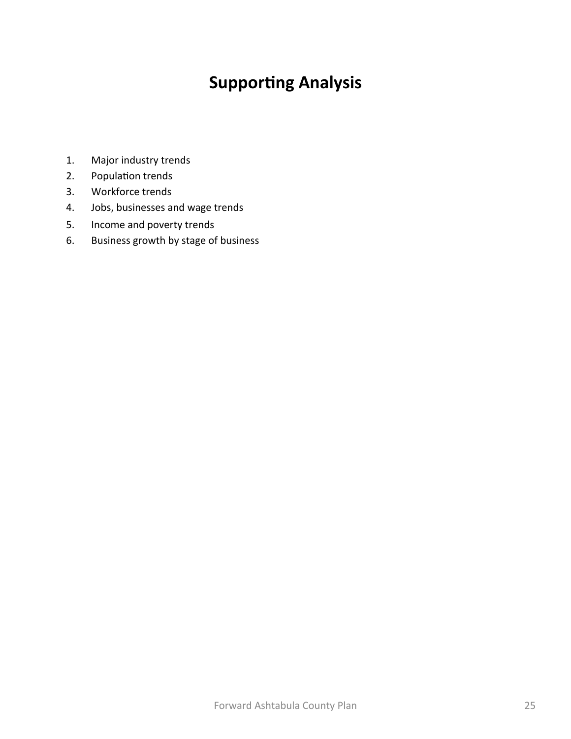# Supporting Analysis

1. Major industry trends
2. Population trends
3. Workforce trends
4. Jobs, businesses and wage trends
5. Income and poverty trends
6. Business growth by stage of business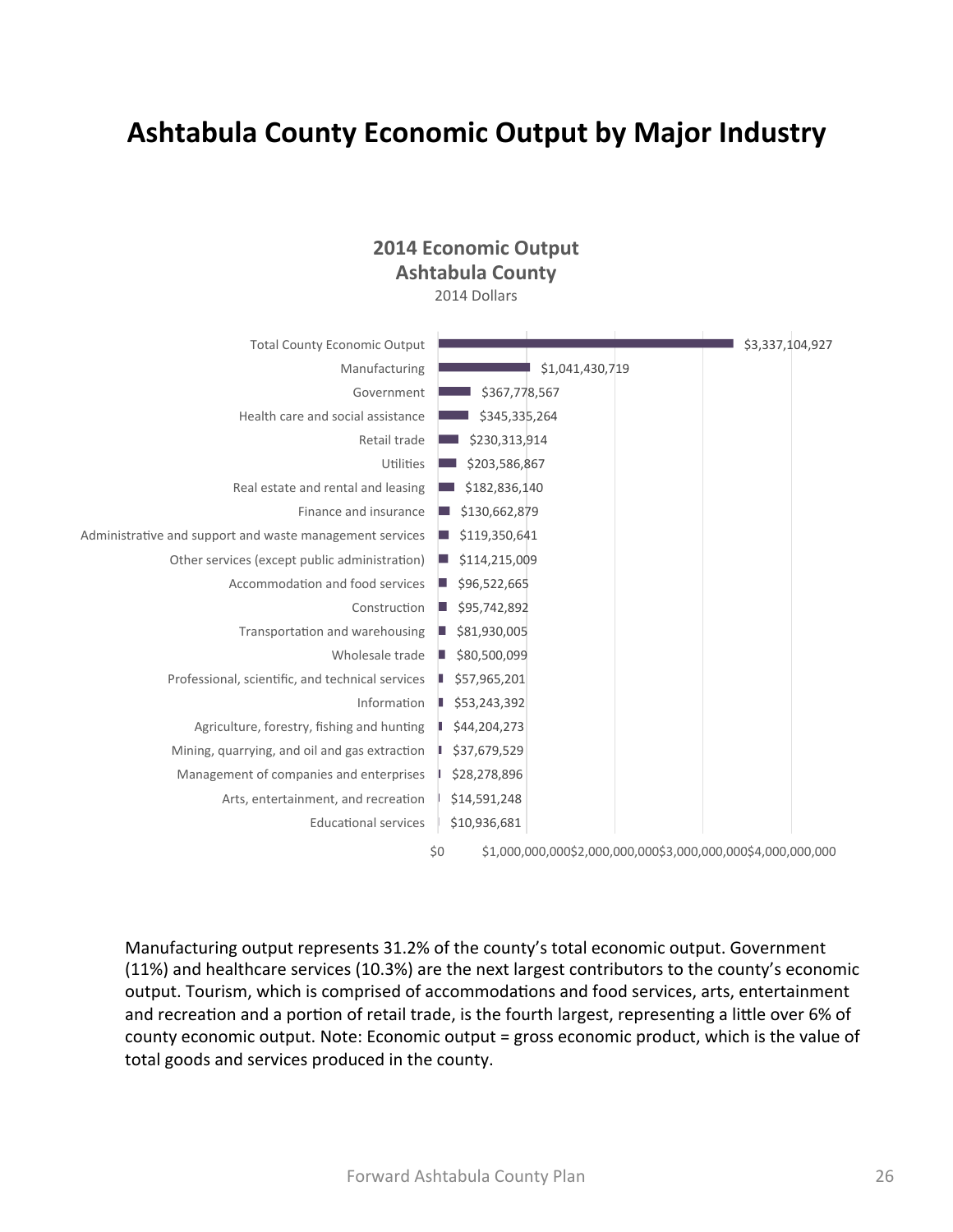# Ashtabula County Economic Output by Major Industry

**2014 Economic Output**
**Ashtabula County**
2014 Dollars

| Industry | Economic Output |
|---|---|
| Total County Economic Output | $3,337,104,927 |
| Manufacturing | $1,041,430,719 |
| Government | $367,778,567 |
| Health care and social assistance | $345,335,264 |
| Retail trade | $230,313,914 |
| Utilities | $203,586,867 |
| Real estate and rental and leasing | $182,836,140 |
| Finance and insurance | $130,662,879 |
| Administrative and support and waste management services | $119,350,641 |
| Other services (except public administration) | $114,215,009 |
| Accommodation and food services | $96,522,665 |
| Construction | $95,742,892 |
| Transportation and warehousing | $81,930,005 |
| Wholesale trade | $80,500,099 |
| Professional, scientific, and technical services | $57,965,201 |
| Information | $53,243,392 |
| Agriculture, forestry, fishing and hunting | $44,204,273 |
| Mining, quarrying, and oil and gas extraction | $37,679,529 |
| Management of companies and enterprises | $28,278,896 |
| Arts, entertainment, and recreation | $14,591,248 |
| Educational services | $10,936,681 |

Manufacturing output represents 31.2% of the county's total economic output. Government (11%) and healthcare services (10.3%) are the next largest contributors to the county's economic output. Tourism, which is comprised of accommodations and food services, arts, entertainment and recreation and a portion of retail trade, is the fourth largest, representing a little over 6% of county economic output. Note: Economic output = gross economic product, which is the value of total goods and services produced in the county.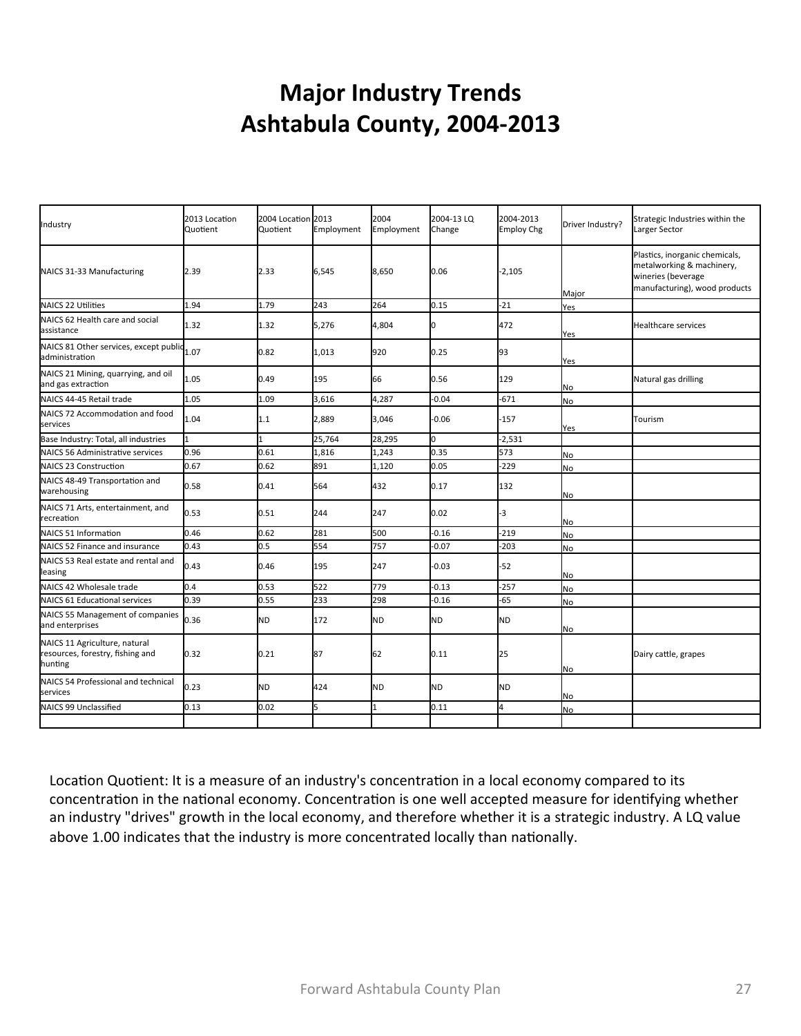# Major Industry Trends
# Ashtabula County, 2004-2013

| Industry | 2013 Location Quotient | 2004 Location Quotient | 2013 Employment | 2004 Employment | 2004-13 LQ Change | 2004-2013 Employ Chg | Driver Industry? | Strategic Industries within the Larger Sector |
|---|---|---|---|---|---|---|---|---|
| NAICS 31-33 Manufacturing | 2.39 | 2.33 | 6,545 | 8,650 | 0.06 | -2,105 | Major | Plastics, inorganic chemicals, metalworking & machinery, wineries (beverage manufacturing), wood products |
| NAICS 22 Utilities | 1.94 | 1.79 | 243 | 264 | 0.15 | -21 | Yes | |
| NAICS 62 Health care and social assistance | 1.32 | 1.32 | 5,276 | 4,804 | 0 | 472 | Yes | Healthcare services |
| NAICS 81 Other services, except public administration | 1.07 | 0.82 | 1,013 | 920 | 0.25 | 93 | Yes | |
| NAICS 21 Mining, quarrying, and oil and gas extraction | 1.05 | 0.49 | 195 | 66 | 0.56 | 129 | No | Natural gas drilling |
| NAICS 44-45 Retail trade | 1.05 | 1.09 | 3,616 | 4,287 | -0.04 | -671 | No | |
| NAICS 72 Accommodation and food services | 1.04 | 1.1 | 2,889 | 3,046 | -0.06 | -157 | Yes | Tourism |
| Base Industry: Total, all industries | 1 | 1 | 25,764 | 28,295 | 0 | -2,531 | | |
| NAICS 56 Administrative services | 0.96 | 0.61 | 1,816 | 1,243 | 0.35 | 573 | No | |
| NAICS 23 Construction | 0.67 | 0.62 | 891 | 1,120 | 0.05 | -229 | No | |
| NAICS 48-49 Transportation and warehousing | 0.58 | 0.41 | 564 | 432 | 0.17 | 132 | No | |
| NAICS 71 Arts, entertainment, and recreation | 0.53 | 0.51 | 244 | 247 | 0.02 | -3 | No | |
| NAICS 51 Information | 0.46 | 0.62 | 281 | 500 | -0.16 | -219 | No | |
| NAICS 52 Finance and insurance | 0.43 | 0.5 | 554 | 757 | -0.07 | -203 | No | |
| NAICS 53 Real estate and rental and leasing | 0.43 | 0.46 | 195 | 247 | -0.03 | -52 | No | |
| NAICS 42 Wholesale trade | 0.4 | 0.53 | 522 | 779 | -0.13 | -257 | No | |
| NAICS 61 Educational services | 0.39 | 0.55 | 233 | 298 | -0.16 | -65 | No | |
| NAICS 55 Management of companies and enterprises | 0.36 | ND | 172 | ND | ND | ND | No | |
| NAICS 11 Agriculture, natural resources, forestry, fishing and hunting | 0.32 | 0.21 | 87 | 62 | 0.11 | 25 | No | Dairy cattle, grapes |
| NAICS 54 Professional and technical services | 0.23 | ND | 424 | ND | ND | ND | No | |
| NAICS 99 Unclassified | 0.13 | 0.02 | 5 | 1 | 0.11 | 4 | No | |

Location Quotient: It is a measure of an industry's concentration in a local economy compared to its concentration in the national economy. Concentration is one well accepted measure for identifying whether an industry "drives" growth in the local economy, and therefore whether it is a strategic industry. A LQ value above 1.00 indicates that the industry is more concentrated locally than nationally.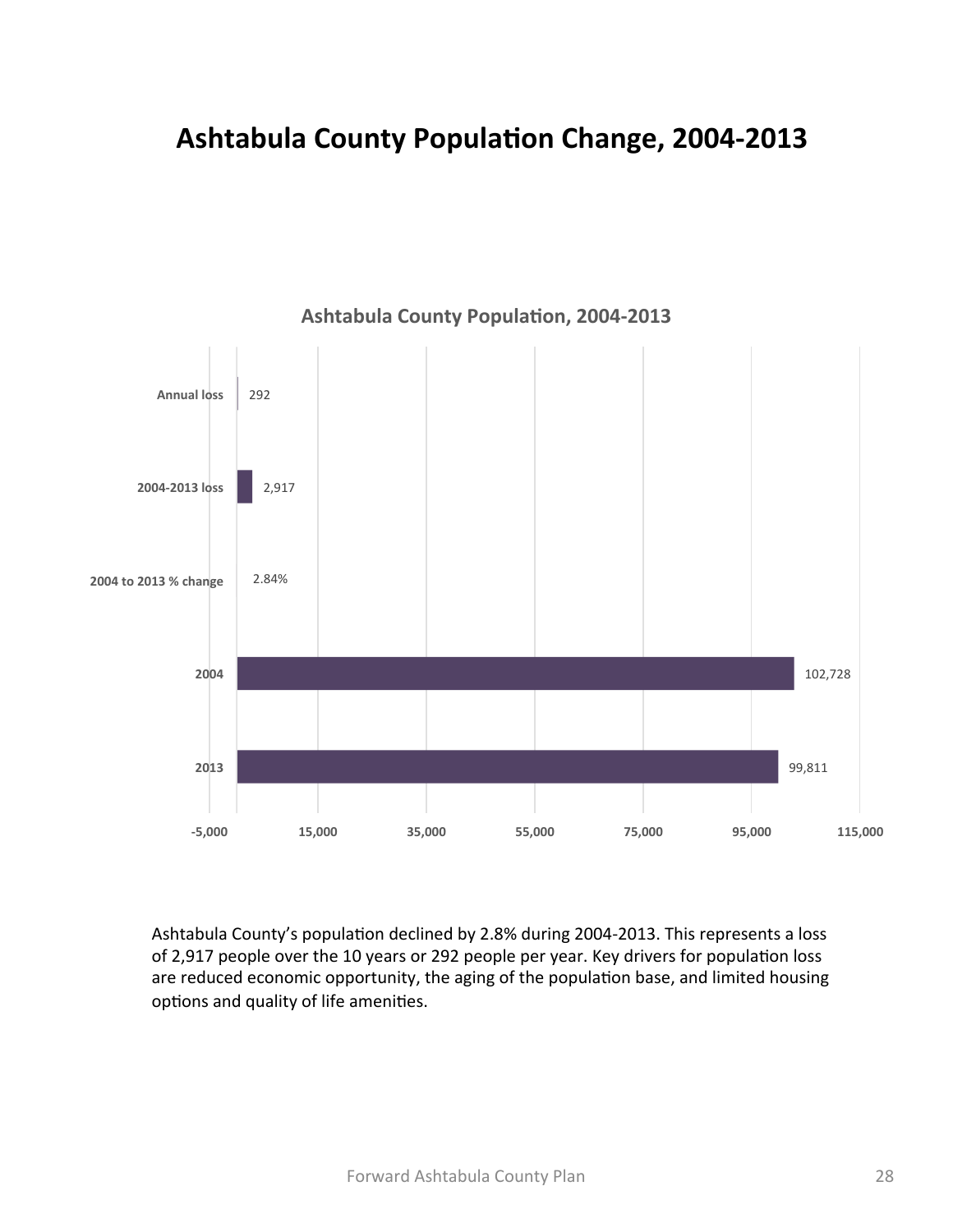# Ashtabula County Population Change, 2004-2013

**Ashtabula County Population, 2004-2013**

| Category | Value |
| --- | --- |
| Annual loss | 292 |
| 2004-2013 loss | 2,917 |
| 2004 to 2013 % change | 2.84% |
| 2004 | 102,728 |
| 2013 | 99,811 |

Ashtabula County's population declined by 2.8% during 2004-2013. This represents a loss of 2,917 people over the 10 years or 292 people per year. Key drivers for population loss are reduced economic opportunity, the aging of the population base, and limited housing options and quality of life amenities.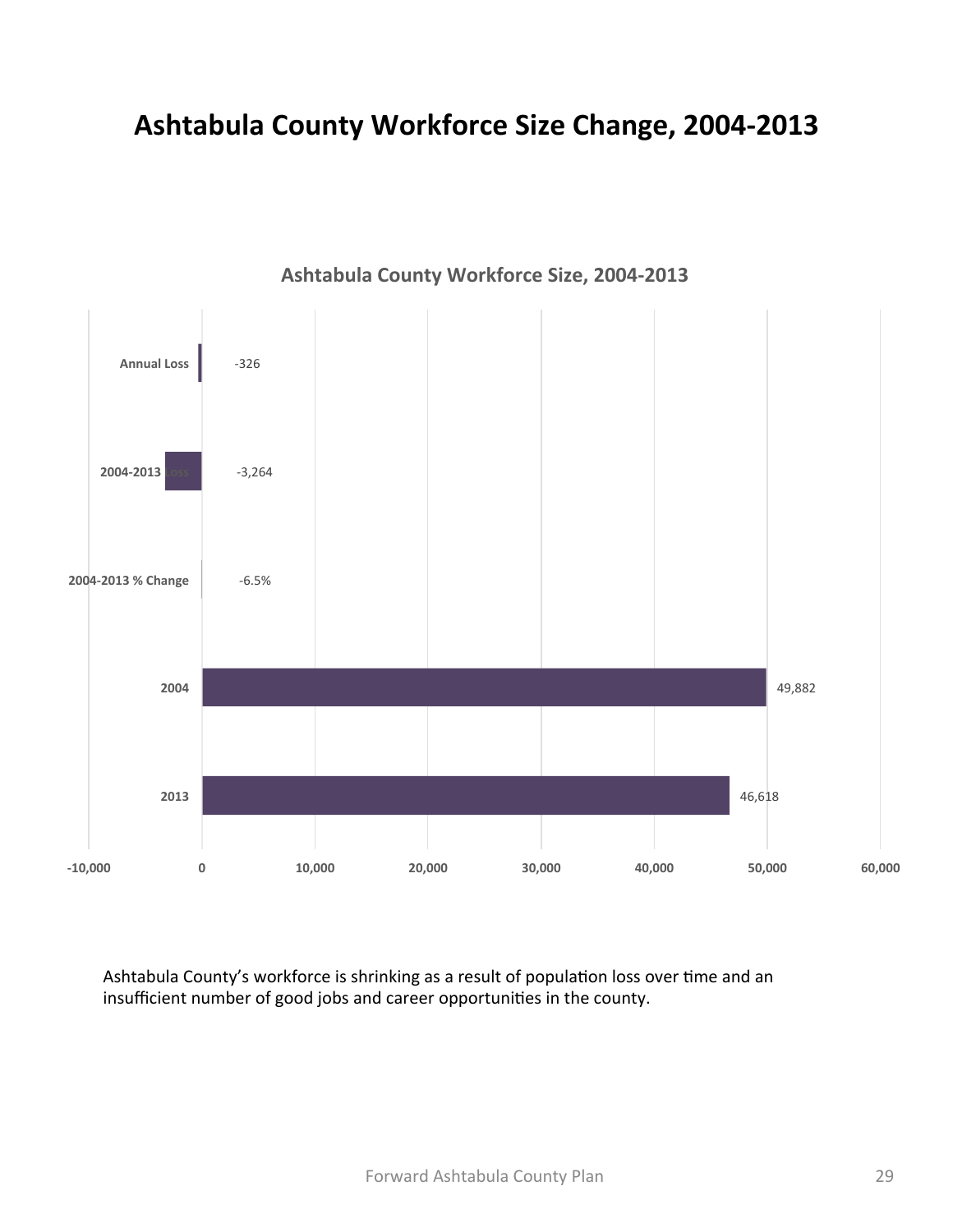# Ashtabula County Workforce Size Change, 2004-2013

**Ashtabula County Workforce Size, 2004-2013**

| | Value |
|---|---|
| Annual Loss | -326 |
| 2004-2013 Loss | -3,264 |
| 2004-2013 % Change | -6.5% |
| 2004 | 49,882 |
| 2013 | 46,618 |

Ashtabula County's workforce is shrinking as a result of population loss over time and an insufficient number of good jobs and career opportunities in the county.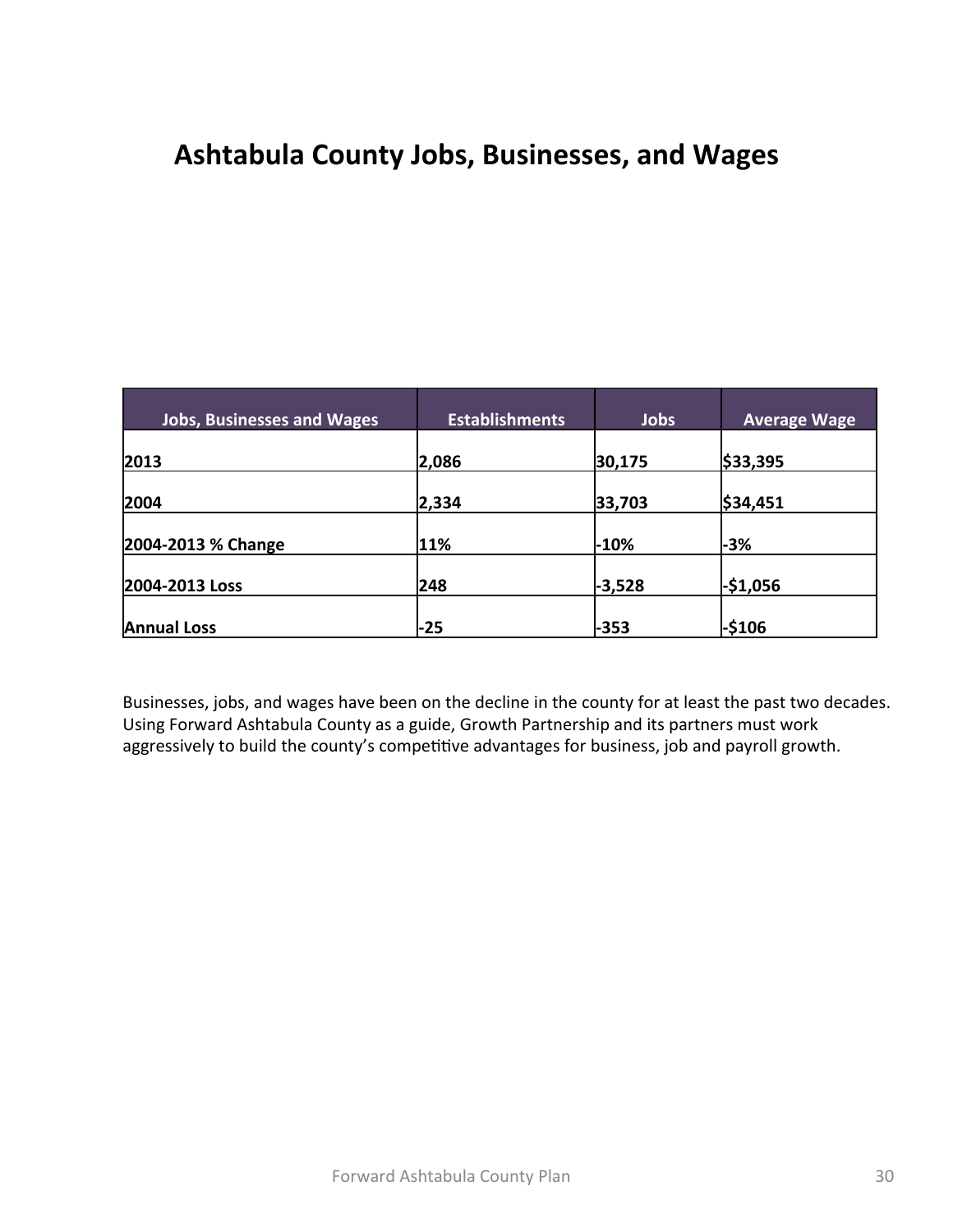# Ashtabula County Jobs, Businesses, and Wages

| Jobs, Businesses and Wages | Establishments | Jobs | Average Wage |
|---|---|---|---|
| **2013** | **2,086** | **30,175** | **$33,395** |
| **2004** | **2,334** | **33,703** | **$34,451** |
| **2004-2013 % Change** | **11%** | **-10%** | **-3%** |
| **2004-2013 Loss** | **248** | **-3,528** | **-$1,056** |
| **Annual Loss** | **-25** | **-353** | **-$106** |

Businesses, jobs, and wages have been on the decline in the county for at least the past two decades. Using Forward Ashtabula County as a guide, Growth Partnership and its partners must work aggressively to build the county's competitive advantages for business, job and payroll growth.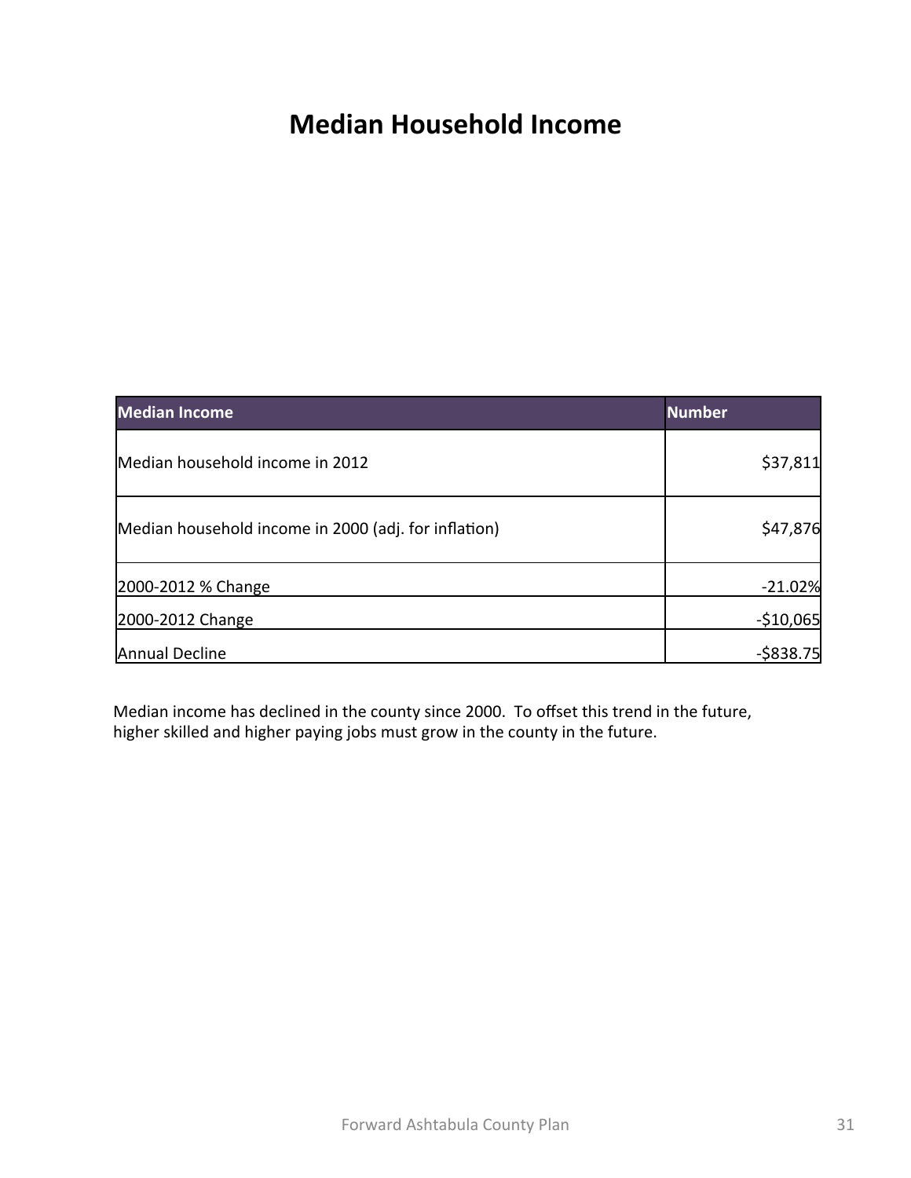# Median Household Income

| Median Income | Number |
|---|---|
| Median household income in 2012 | $37,811 |
| Median household income in 2000 (adj. for inflation) | $47,876 |
| 2000-2012 % Change | -21.02% |
| 2000-2012 Change | -$10,065 |
| Annual Decline | -$838.75 |

Median income has declined in the county since 2000. To offset this trend in the future, higher skilled and higher paying jobs must grow in the county in the future.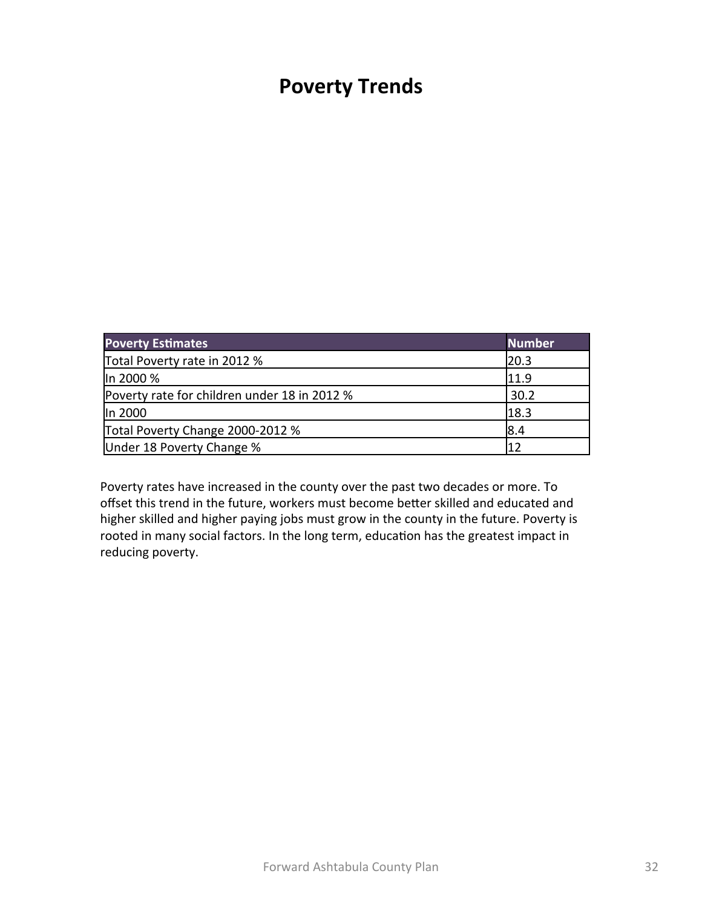# Poverty Trends

| Poverty Estimates | Number |
|---|---|
| Total Poverty rate in 2012 % | 20.3 |
| In 2000 % | 11.9 |
| Poverty rate for children under 18 in 2012 % | 30.2 |
| In 2000 | 18.3 |
| Total Poverty Change 2000-2012 % | 8.4 |
| Under 18 Poverty Change % | 12 |

Poverty rates have increased in the county over the past two decades or more. To offset this trend in the future, workers must become better skilled and educated and higher skilled and higher paying jobs must grow in the county in the future. Poverty is rooted in many social factors. In the long term, education has the greatest impact in reducing poverty.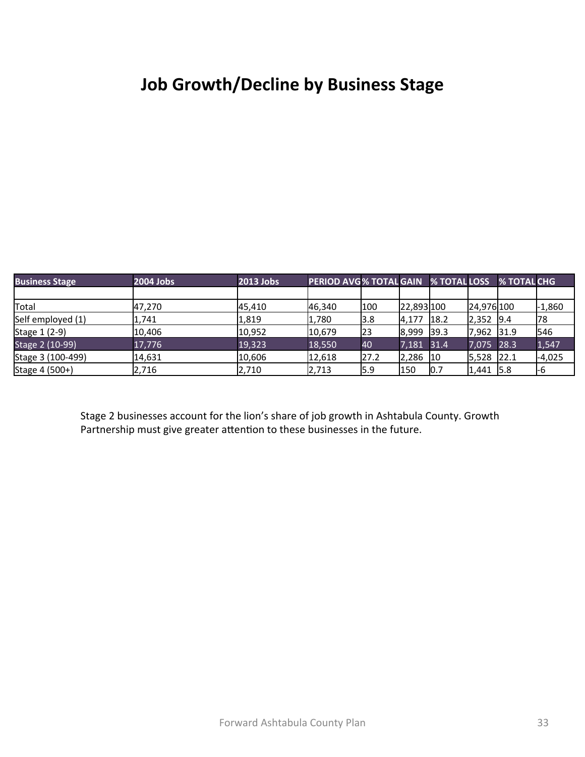# Job Growth/Decline by Business Stage

| Business Stage | 2004 Jobs | 2013 Jobs | PERIOD AVG | % TOTAL | GAIN | % TOTAL | LOSS | % TOTAL | CHG |
|---|---|---|---|---|---|---|---|---|---|
| | | | | | | | | | |
| Total | 47,270 | 45,410 | 46,340 | 100 | 22,893 | 100 | 24,976 | 100 | -1,860 |
| Self employed (1) | 1,741 | 1,819 | 1,780 | 3.8 | 4,177 | 18.2 | 2,352 | 9.4 | 78 |
| Stage 1 (2-9) | 10,406 | 10,952 | 10,679 | 23 | 8,999 | 39.3 | 7,962 | 31.9 | 546 |
| Stage 2 (10-99) | 17,776 | 19,323 | 18,550 | 40 | 7,181 | 31.4 | 7,075 | 28.3 | 1,547 |
| Stage 3 (100-499) | 14,631 | 10,606 | 12,618 | 27.2 | 2,286 | 10 | 5,528 | 22.1 | -4,025 |
| Stage 4 (500+) | 2,716 | 2,710 | 2,713 | 5.9 | 150 | 0.7 | 1,441 | 5.8 | -6 |

Stage 2 businesses account for the lion's share of job growth in Ashtabula County. Growth Partnership must give greater attention to these businesses in the future.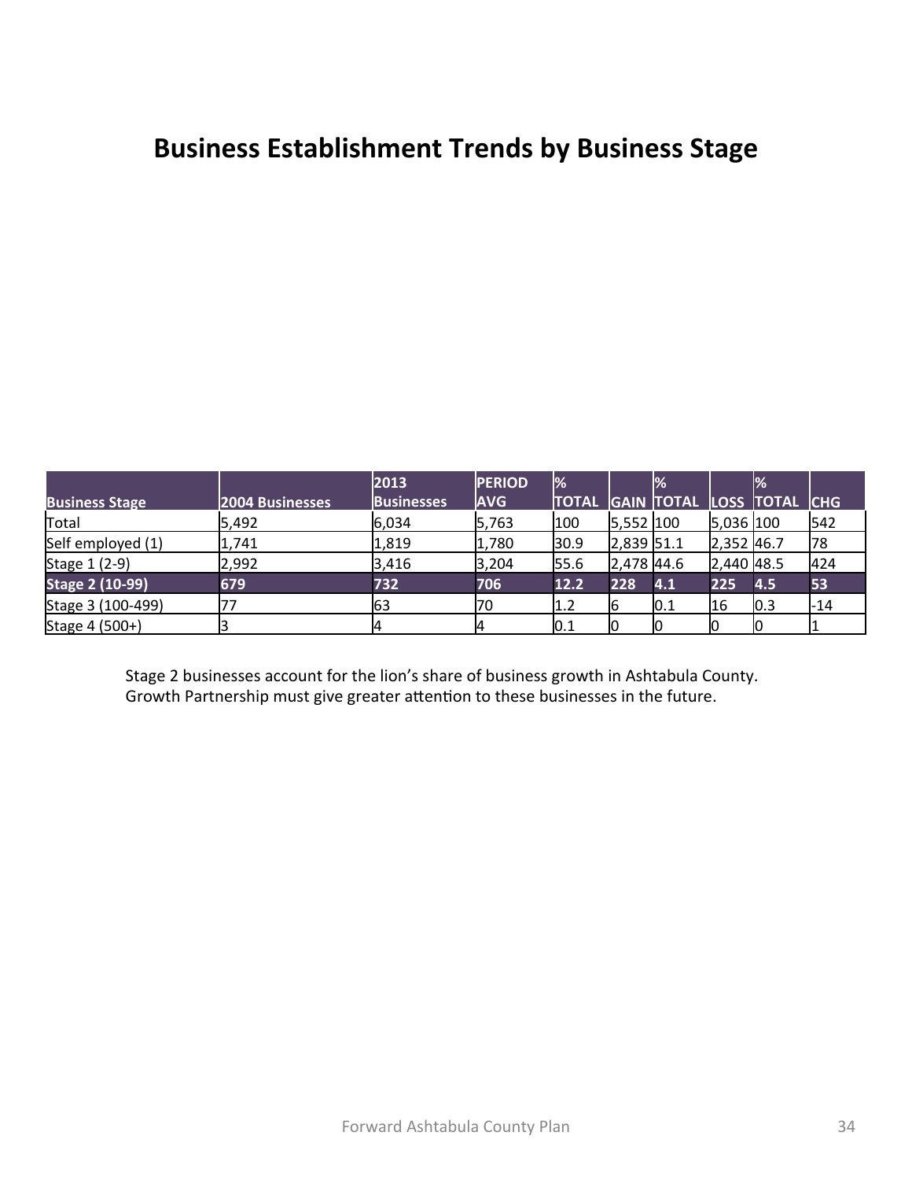# Business Establishment Trends by Business Stage

| Business Stage | 2004 Businesses | 2013 Businesses | PERIOD AVG | % TOTAL | GAIN | % TOTAL | LOSS | % TOTAL | CHG |
|---|---|---|---|---|---|---|---|---|---|
| Total | 5,492 | 6,034 | 5,763 | 100 | 5,552 | 100 | 5,036 | 100 | 542 |
| Self employed (1) | 1,741 | 1,819 | 1,780 | 30.9 | 2,839 | 51.1 | 2,352 | 46.7 | 78 |
| Stage 1 (2-9) | 2,992 | 3,416 | 3,204 | 55.6 | 2,478 | 44.6 | 2,440 | 48.5 | 424 |
| **Stage 2 (10-99)** | **679** | **732** | **706** | **12.2** | **228** | **4.1** | **225** | **4.5** | **53** |
| Stage 3 (100-499) | 77 | 63 | 70 | 1.2 | 6 | 0.1 | 16 | 0.3 | -14 |
| Stage 4 (500+) | 3 | 4 | 4 | 0.1 | 0 | 0 | 0 | 0 | 1 |

Stage 2 businesses account for the lion's share of business growth in Ashtabula County. Growth Partnership must give greater attention to these businesses in the future.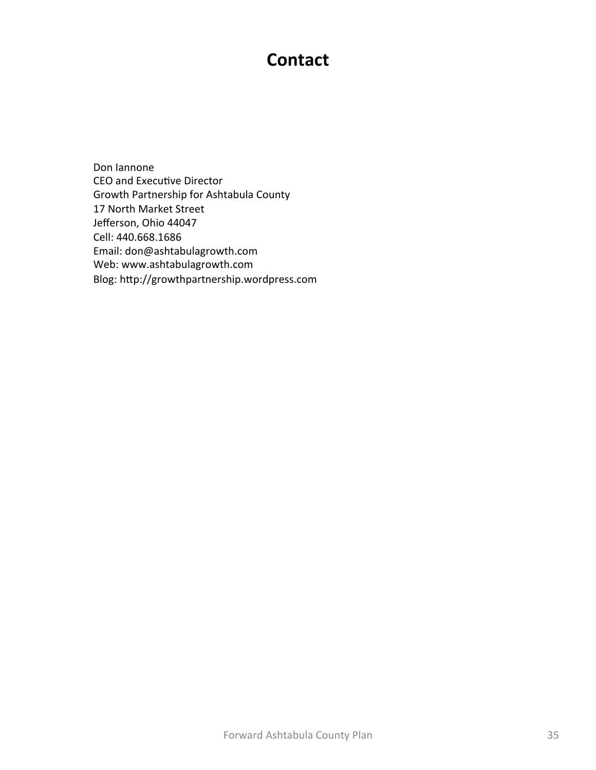# Contact

Don Iannone  
CEO and Executive Director  
Growth Partnership for Ashtabula County  
17 North Market Street  
Jefferson, Ohio 44047  
Cell: 440.668.1686  
Email: don@ashtabulagrowth.com  
Web: www.ashtabulagrowth.com  
Blog: http://growthpartnership.wordpress.com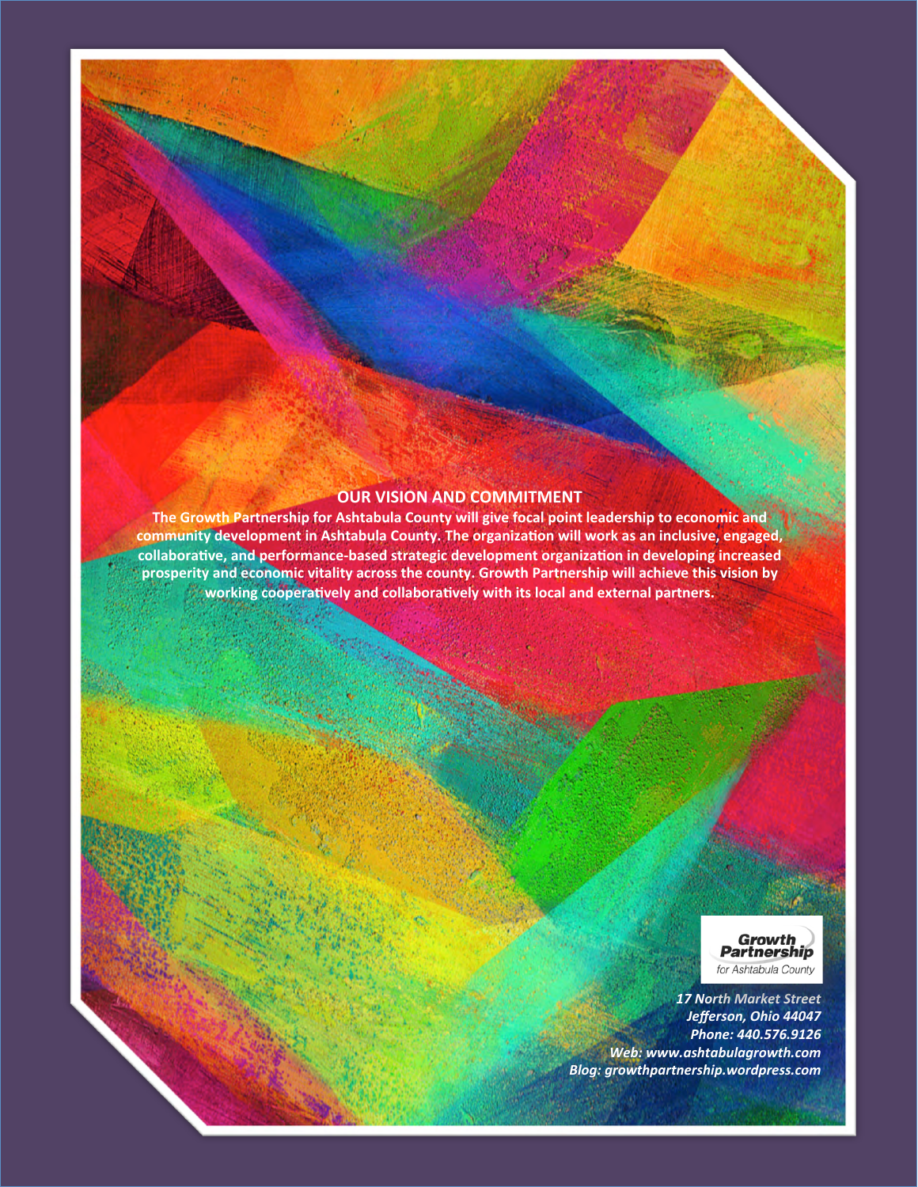## OUR VISION AND COMMITMENT

**The Growth Partnership for Ashtabula County will give focal point leadership to economic and community development in Ashtabula County. The organization will work as an inclusive, engaged, collaborative, and performance-based strategic development organization in developing increased prosperity and economic vitality across the county. Growth Partnership will achieve this vision by working cooperatively and collaboratively with its local and external partners.**

Growth Partnership for Ashtabula County

***17 North Market Street***
***Jefferson, Ohio 44047***
***Phone: 440.576.9126***
***Web: www.ashtabulagrowth.com***
***Blog: growthpartnership.wordpress.com***